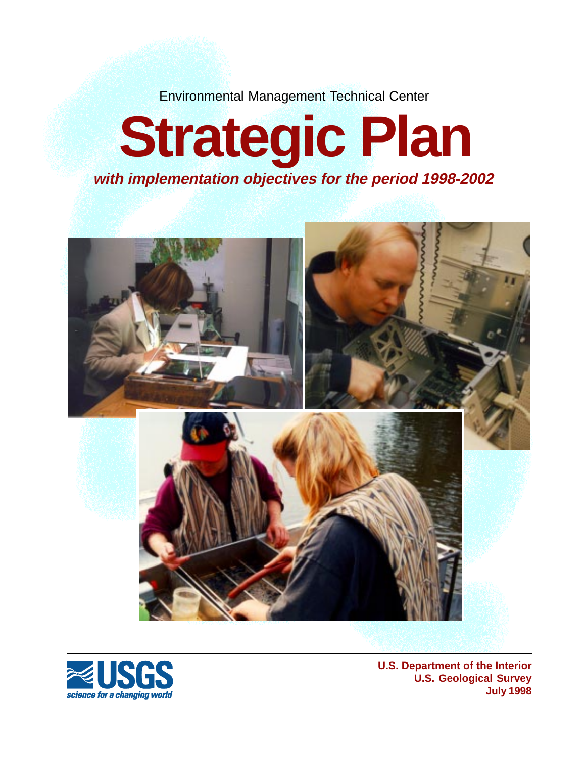Environmental Management Technical Center

# Strategic Plan

***with implementation objectives for the period 1998-2002***

USGS
*science for a changing world*

**U.S. Department of the Interior**
**U.S. Geological Survey**
**July 1998**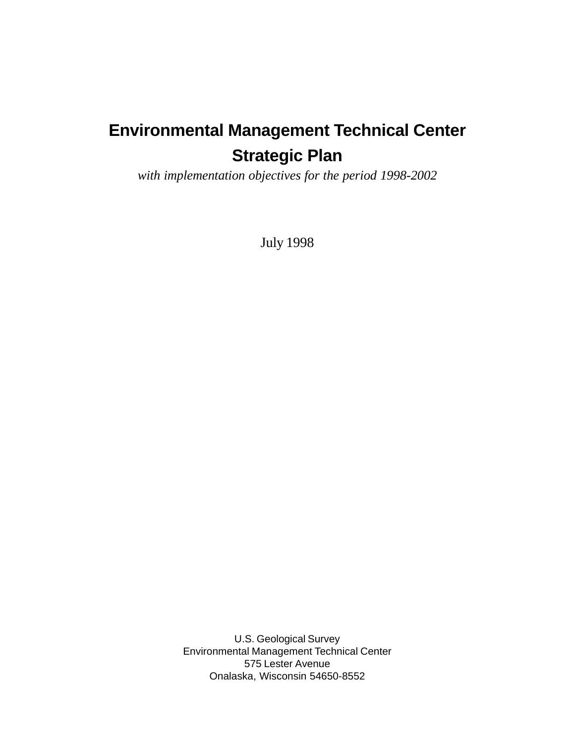# Environmental Management Technical Center

# Strategic Plan

*with implementation objectives for the period 1998-2002*

July 1998

U.S. Geological Survey
Environmental Management Technical Center
575 Lester Avenue
Onalaska, Wisconsin 54650-8552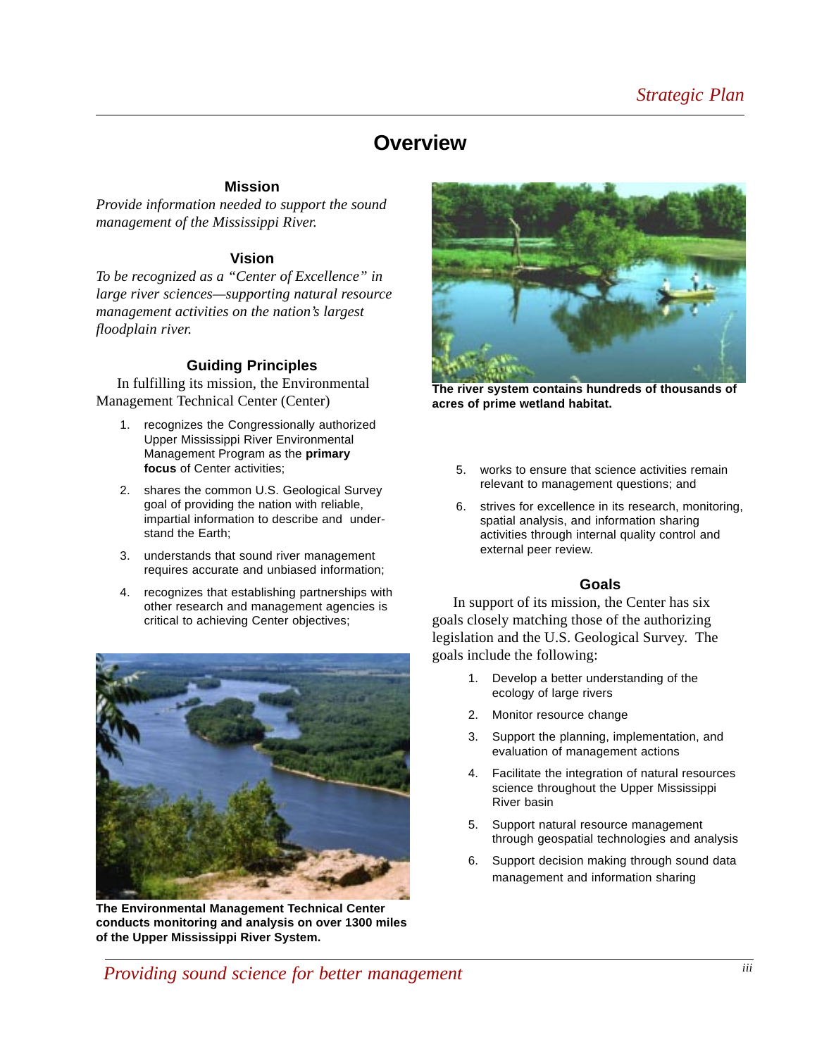# Overview

## Mission

*Provide information needed to support the sound management of the Mississippi River.*

## Vision

*To be recognized as a "Center of Excellence" in large river sciences—supporting natural resource management activities on the nation's largest floodplain river.*

## Guiding Principles

In fulfilling its mission, the Environmental Management Technical Center (Center)

1. recognizes the Congressionally authorized Upper Mississippi River Environmental Management Program as the **primary focus** of Center activities;
2. shares the common U.S. Geological Survey goal of providing the nation with reliable, impartial information to describe and understand the Earth;
3. understands that sound river management requires accurate and unbiased information;
4. recognizes that establishing partnerships with other research and management agencies is critical to achieving Center objectives;
5. works to ensure that science activities remain relevant to management questions; and
6. strives for excellence in its research, monitoring, spatial analysis, and information sharing activities through internal quality control and external peer review.

**The Environmental Management Technical Center conducts monitoring and analysis on over 1300 miles of the Upper Mississippi River System.**

**The river system contains hundreds of thousands of acres of prime wetland habitat.**

## Goals

In support of its mission, the Center has six goals closely matching those of the authorizing legislation and the U.S. Geological Survey. The goals include the following:

1. Develop a better understanding of the ecology of large rivers
2. Monitor resource change
3. Support the planning, implementation, and evaluation of management actions
4. Facilitate the integration of natural resources science throughout the Upper Mississippi River basin
5. Support natural resource management through geospatial technologies and analysis
6. Support decision making through sound data management and information sharing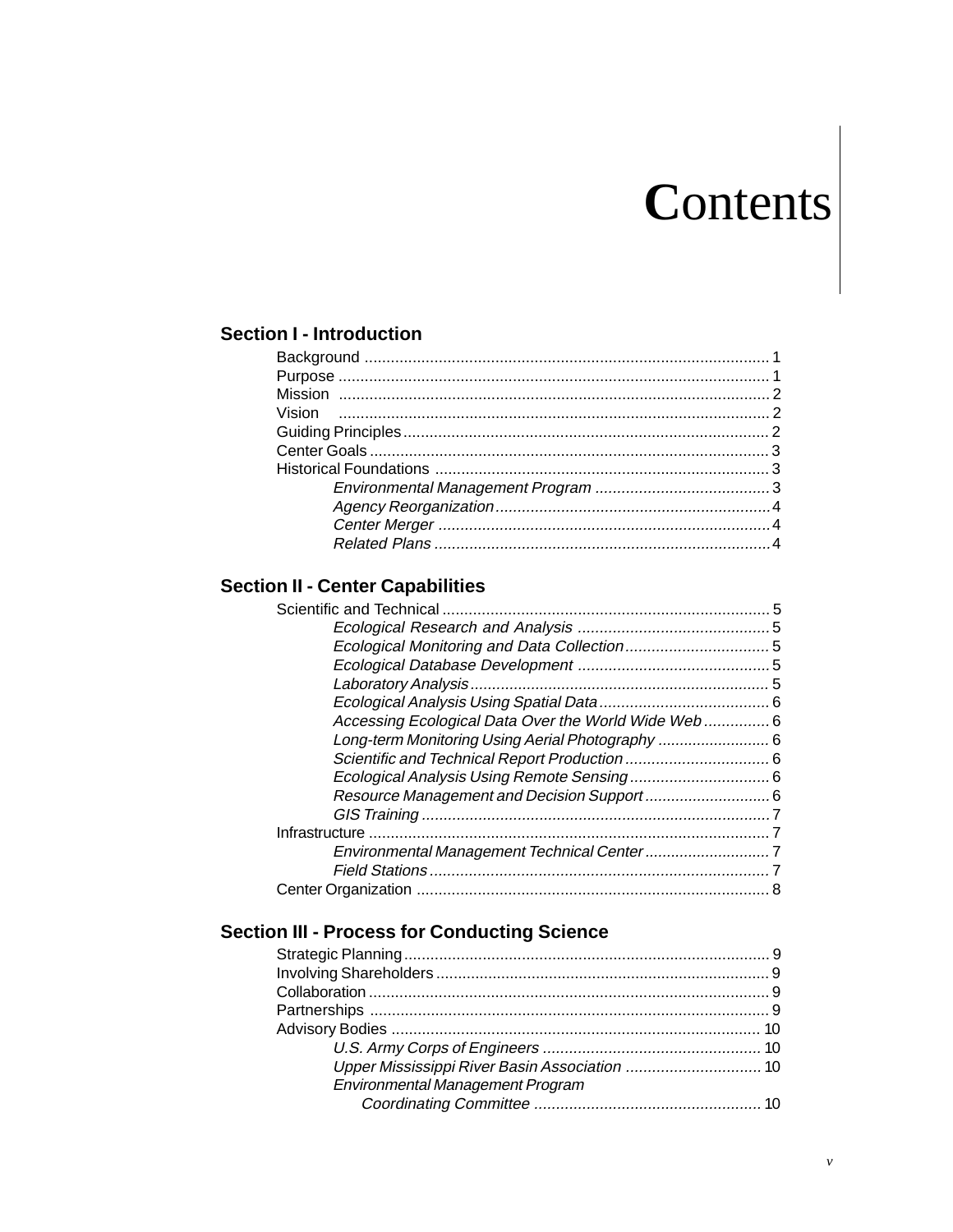# Contents

## Section I - Introduction

Background ........................................................................................... 1
Purpose ................................................................................................. 1
Mission ................................................................................................. 2
Vision ................................................................................................... 2
Guiding Principles .................................................................................. 2
Center Goals .......................................................................................... 3
Historical Foundations ........................................................................... 3
- *Environmental Management Program* ........................................ 3
- *Agency Reorganization* ............................................................... 4
- *Center Merger* ............................................................................ 4
- *Related Plans* ............................................................................. 4

## Section II - Center Capabilities

Scientific and Technical .......................................................................... 5
- *Ecological Research and Analysis* ............................................ 5
- *Ecological Monitoring and Data Collection* ................................ 5
- *Ecological Database Development* ............................................ 5
- *Laboratory Analysis* .................................................................... 5
- *Ecological Analysis Using Spatial Data* ...................................... 6
- *Accessing Ecological Data Over the World Wide Web* ............... 6
- *Long-term Monitoring Using Aerial Photography* ........................ 6
- *Scientific and Technical Report Production* ................................ 6
- *Ecological Analysis Using Remote Sensing* ............................... 6
- *Resource Management and Decision Support* ............................ 6
- *GIS Training* ............................................................................... 7

Infrastructure .......................................................................................... 7
- *Environmental Management Technical Center* ............................ 7
- *Field Stations* ............................................................................. 7

Center Organization ................................................................................ 8

## Section III - Process for Conducting Science

Strategic Planning .................................................................................. 9
Involving Shareholders ........................................................................... 9
Collaboration .......................................................................................... 9
Partnerships .......................................................................................... 9
Advisory Bodies .................................................................................... 10
- *U.S. Army Corps of Engineers* .................................................. 10
- *Upper Mississippi River Basin Association* ............................... 10
- *Environmental Management Program Coordinating Committee* .................................................... 10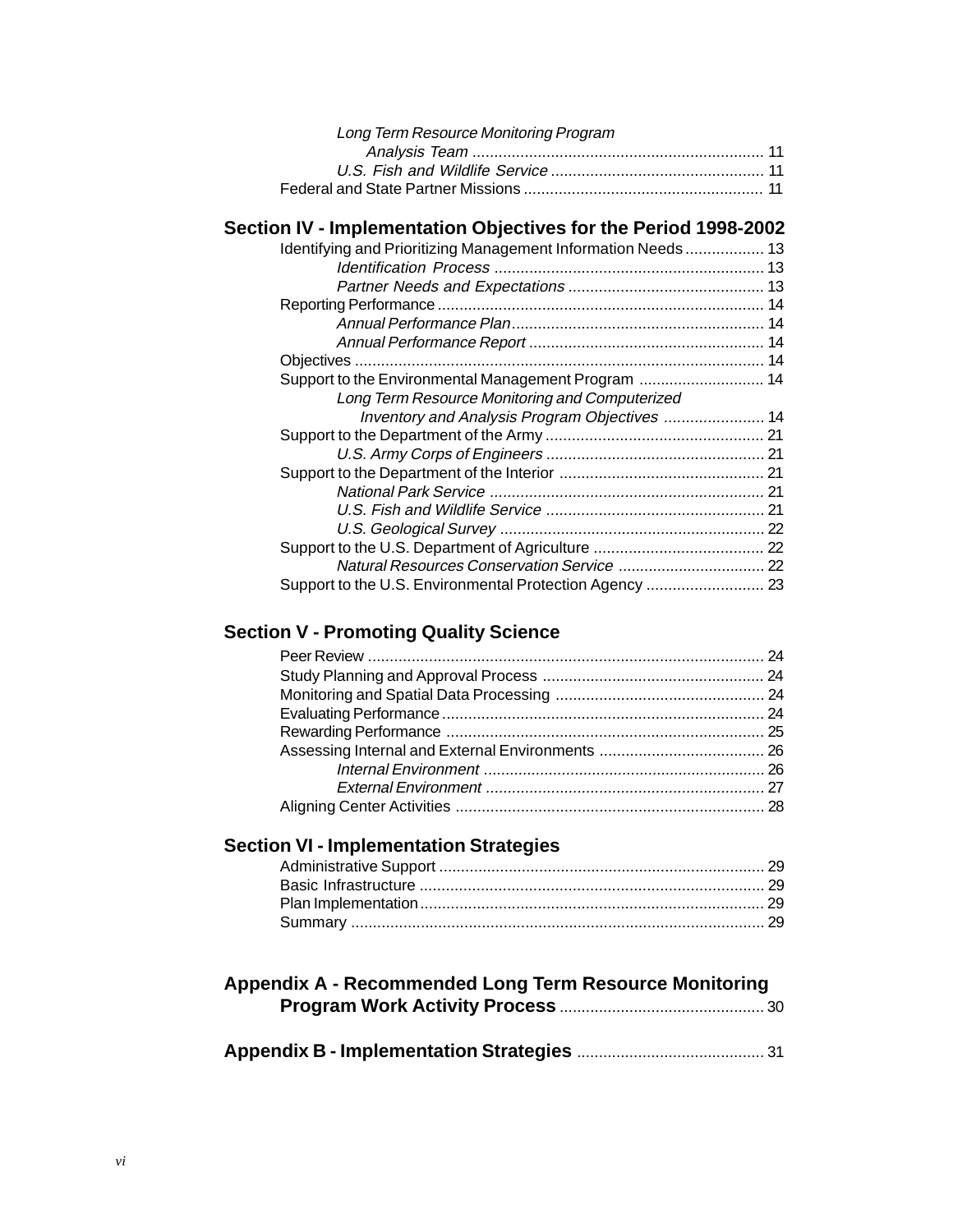*Long Term Resource Monitoring Program Analysis Team* ........ 11
*U.S. Fish and Wildlife Service* ........ 11
Federal and State Partner Missions ........ 11

## Section IV - Implementation Objectives for the Period 1998-2002

Identifying and Prioritizing Management Information Needs ........ 13
*Identification Process* ........ 13
*Partner Needs and Expectations* ........ 13
Reporting Performance ........ 14
*Annual Performance Plan* ........ 14
*Annual Performance Report* ........ 14
Objectives ........ 14
Support to the Environmental Management Program ........ 14
*Long Term Resource Monitoring and Computerized Inventory and Analysis Program Objectives* ........ 14
Support to the Department of the Army ........ 21
*U.S. Army Corps of Engineers* ........ 21
Support to the Department of the Interior ........ 21
*National Park Service* ........ 21
*U.S. Fish and Wildlife Service* ........ 21
*U.S. Geological Survey* ........ 22
Support to the U.S. Department of Agriculture ........ 22
*Natural Resources Conservation Service* ........ 22
Support to the U.S. Environmental Protection Agency ........ 23

## Section V - Promoting Quality Science

Peer Review ........ 24
Study Planning and Approval Process ........ 24
Monitoring and Spatial Data Processing ........ 24
Evaluating Performance ........ 24
Rewarding Performance ........ 25
Assessing Internal and External Environments ........ 26
*Internal Environment* ........ 26
*External Environment* ........ 27
Aligning Center Activities ........ 28

## Section VI - Implementation Strategies

Administrative Support ........ 29
Basic Infrastructure ........ 29
Plan Implementation ........ 29
Summary ........ 29

## Appendix A - Recommended Long Term Resource Monitoring Program Work Activity Process ........ 30

## Appendix B - Implementation Strategies ........ 31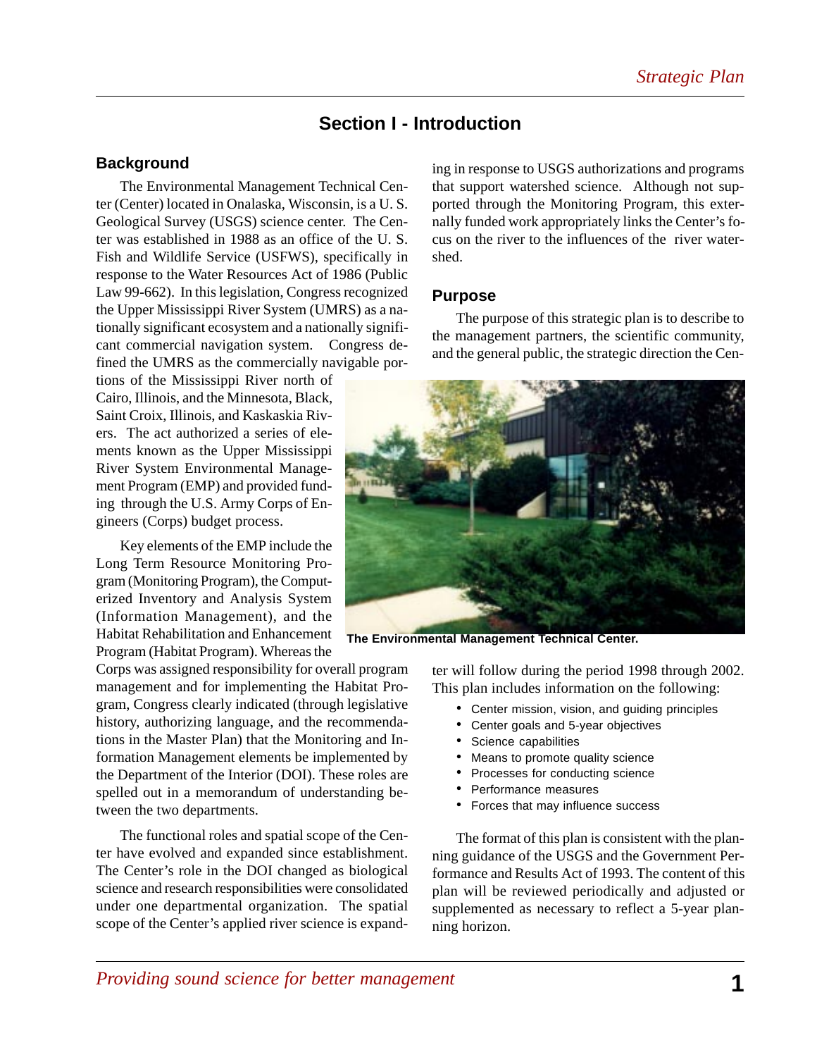## Section I - Introduction

### Background

The Environmental Management Technical Center (Center) located in Onalaska, Wisconsin, is a U. S. Geological Survey (USGS) science center. The Center was established in 1988 as an office of the U. S. Fish and Wildlife Service (USFWS), specifically in response to the Water Resources Act of 1986 (Public Law 99-662). In this legislation, Congress recognized the Upper Mississippi River System (UMRS) as a nationally significant ecosystem and a nationally significant commercial navigation system. Congress defined the UMRS as the commercially navigable portions of the Mississippi River north of Cairo, Illinois, and the Minnesota, Black, Saint Croix, Illinois, and Kaskaskia Rivers. The act authorized a series of elements known as the Upper Mississippi River System Environmental Management Program (EMP) and provided funding through the U.S. Army Corps of Engineers (Corps) budget process.

Key elements of the EMP include the Long Term Resource Monitoring Program (Monitoring Program), the Computerized Inventory and Analysis System (Information Management), and the Habitat Rehabilitation and Enhancement Program (Habitat Program). Whereas the Corps was assigned responsibility for overall program management and for implementing the Habitat Program, Congress clearly indicated (through legislative history, authorizing language, and the recommendations in the Master Plan) that the Monitoring and Information Management elements be implemented by the Department of the Interior (DOI). These roles are spelled out in a memorandum of understanding between the two departments.

The functional roles and spatial scope of the Center have evolved and expanded since establishment. The Center's role in the DOI changed as biological science and research responsibilities were consolidated under one departmental organization. The spatial scope of the Center's applied river science is expanding in response to USGS authorizations and programs that support watershed science. Although not supported through the Monitoring Program, this externally funded work appropriately links the Center's focus on the river to the influences of the river watershed.

The Environmental Management Technical Center.

### Purpose

The purpose of this strategic plan is to describe to the management partners, the scientific community, and the general public, the strategic direction the Center will follow during the period 1998 through 2002. This plan includes information on the following:

- Center mission, vision, and guiding principles
- Center goals and 5-year objectives
- Science capabilities
- Means to promote quality science
- Processes for conducting science
- Performance measures
- Forces that may influence success

The format of this plan is consistent with the planning guidance of the USGS and the Government Performance and Results Act of 1993. The content of this plan will be reviewed periodically and adjusted or supplemented as necessary to reflect a 5-year planning horizon.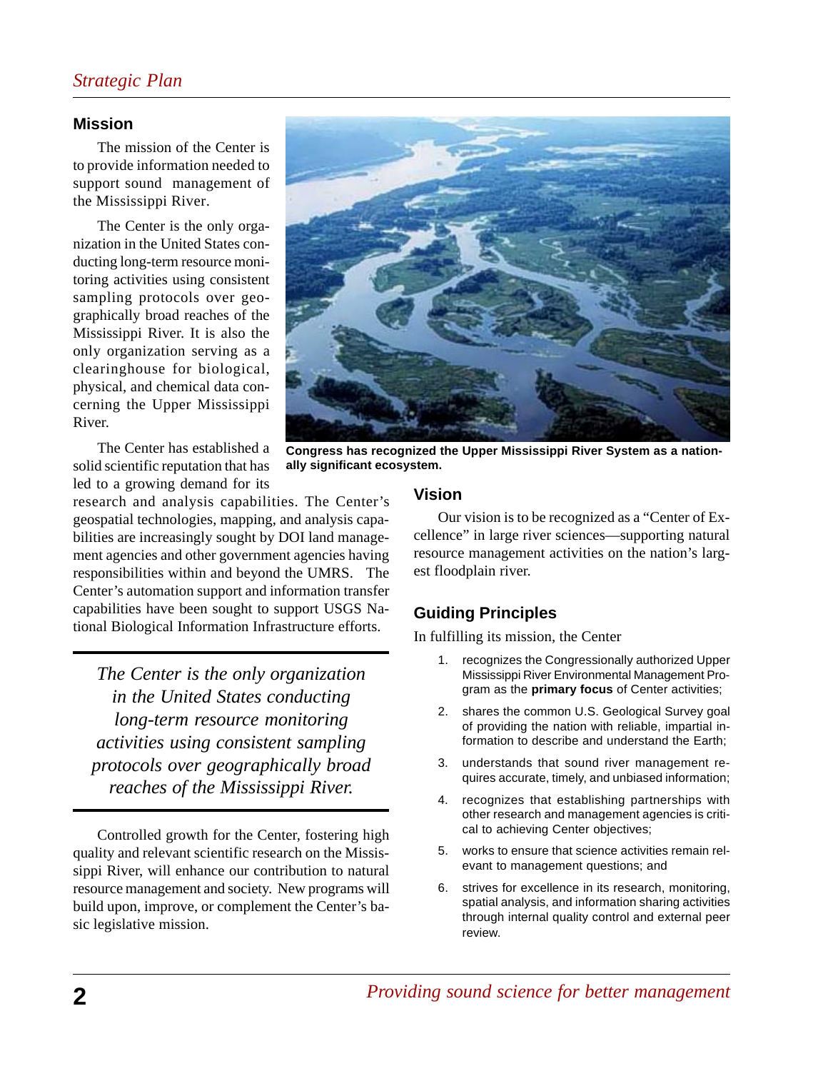## Mission

The mission of the Center is to provide information needed to support sound management of the Mississippi River.

The Center is the only organization in the United States conducting long-term resource monitoring activities using consistent sampling protocols over geographically broad reaches of the Mississippi River. It is also the only organization serving as a clearinghouse for biological, physical, and chemical data concerning the Upper Mississippi River.

The Center has established a solid scientific reputation that has led to a growing demand for its research and analysis capabilities. The Center's geospatial technologies, mapping, and analysis capabilities are increasingly sought by DOI land management agencies and other government agencies having responsibilities within and beyond the UMRS. The Center's automation support and information transfer capabilities have been sought to support USGS National Biological Information Infrastructure efforts.

*The Center is the only organization in the United States conducting long-term resource monitoring activities using consistent sampling protocols over geographically broad reaches of the Mississippi River.*

Controlled growth for the Center, fostering high quality and relevant scientific research on the Mississippi River, will enhance our contribution to natural resource management and society. New programs will build upon, improve, or complement the Center's basic legislative mission.

**Congress has recognized the Upper Mississippi River System as a nationally significant ecosystem.**

## Vision

Our vision is to be recognized as a "Center of Excellence" in large river sciences—supporting natural resource management activities on the nation's largest floodplain river.

## Guiding Principles

In fulfilling its mission, the Center

1. recognizes the Congressionally authorized Upper Mississippi River Environmental Management Program as the **primary focus** of Center activities;
2. shares the common U.S. Geological Survey goal of providing the nation with reliable, impartial information to describe and understand the Earth;
3. understands that sound river management requires accurate, timely, and unbiased information;
4. recognizes that establishing partnerships with other research and management agencies is critical to achieving Center objectives;
5. works to ensure that science activities remain relevant to management questions; and
6. strives for excellence in its research, monitoring, spatial analysis, and information sharing activities through internal quality control and external peer review.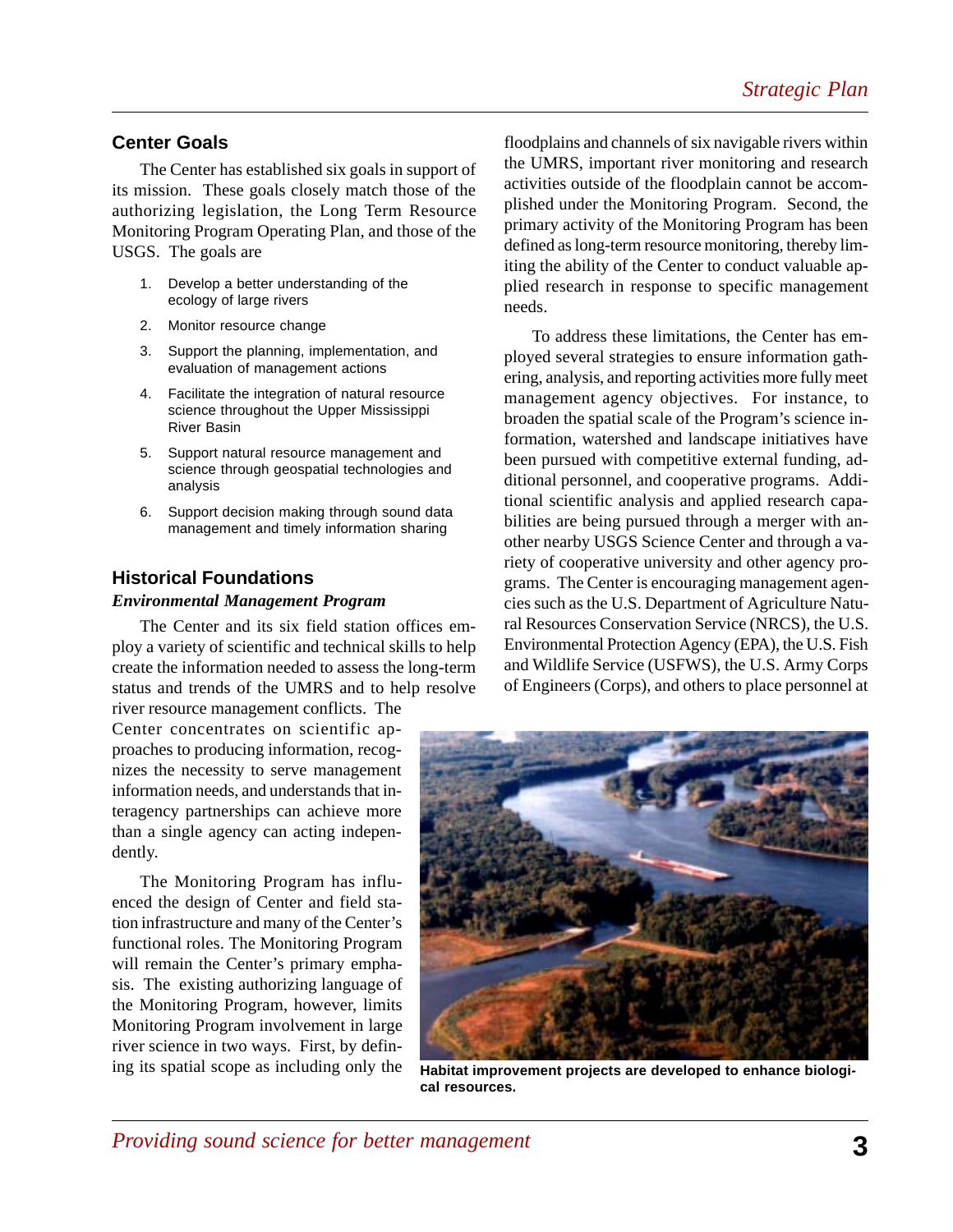## Center Goals

The Center has established six goals in support of its mission. These goals closely match those of the authorizing legislation, the Long Term Resource Monitoring Program Operating Plan, and those of the USGS. The goals are

1. Develop a better understanding of the ecology of large rivers
2. Monitor resource change
3. Support the planning, implementation, and evaluation of management actions
4. Facilitate the integration of natural resource science throughout the Upper Mississippi River Basin
5. Support natural resource management and science through geospatial technologies and analysis
6. Support decision making through sound data management and timely information sharing

## Historical Foundations

### *Environmental Management Program*

The Center and its six field station offices employ a variety of scientific and technical skills to help create the information needed to assess the long-term status and trends of the UMRS and to help resolve river resource management conflicts. The Center concentrates on scientific approaches to producing information, recognizes the necessity to serve management information needs, and understands that interagency partnerships can achieve more than a single agency can acting independently.

The Monitoring Program has influenced the design of Center and field station infrastructure and many of the Center's functional roles. The Monitoring Program will remain the Center's primary emphasis. The existing authorizing language of the Monitoring Program, however, limits Monitoring Program involvement in large river science in two ways. First, by defining its spatial scope as including only the floodplains and channels of six navigable rivers within the UMRS, important river monitoring and research activities outside of the floodplain cannot be accomplished under the Monitoring Program. Second, the primary activity of the Monitoring Program has been defined as long-term resource monitoring, thereby limiting the ability of the Center to conduct valuable applied research in response to specific management needs.

To address these limitations, the Center has employed several strategies to ensure information gathering, analysis, and reporting activities more fully meet management agency objectives. For instance, to broaden the spatial scale of the Program's science information, watershed and landscape initiatives have been pursued with competitive external funding, additional personnel, and cooperative programs. Additional scientific analysis and applied research capabilities are being pursued through a merger with another nearby USGS Science Center and through a variety of cooperative university and other agency programs. The Center is encouraging management agencies such as the U.S. Department of Agriculture Natural Resources Conservation Service (NRCS), the U.S. Environmental Protection Agency (EPA), the U.S. Fish and Wildlife Service (USFWS), the U.S. Army Corps of Engineers (Corps), and others to place personnel at

**Habitat improvement projects are developed to enhance biological resources.**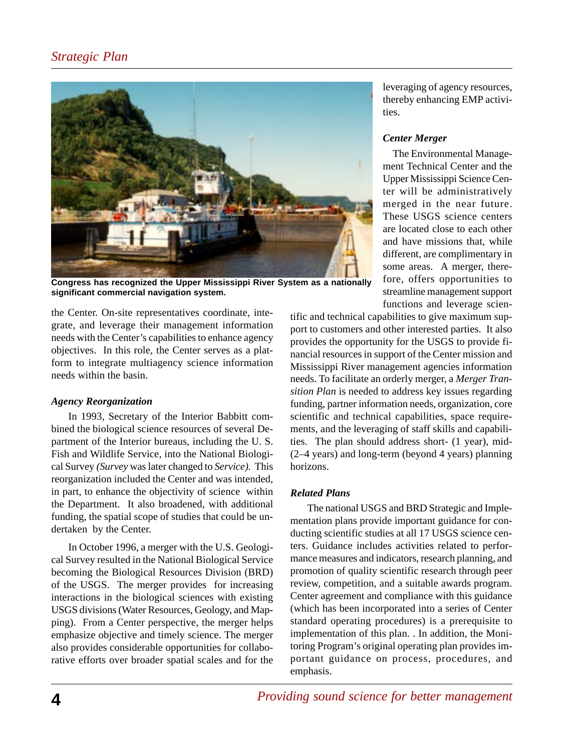Congress has recognized the Upper Mississippi River System as a nationally significant commercial navigation system.

the Center. On-site representatives coordinate, integrate, and leverage their management information needs with the Center's capabilities to enhance agency objectives. In this role, the Center serves as a platform to integrate multiagency science information needs within the basin.

### *Agency Reorganization*

In 1993, Secretary of the Interior Babbitt combined the biological science resources of several Department of the Interior bureaus, including the U. S. Fish and Wildlife Service, into the National Biological Survey *(Survey* was later changed to *Service).* This reorganization included the Center and was intended, in part, to enhance the objectivity of science within the Department. It also broadened, with additional funding, the spatial scope of studies that could be undertaken by the Center.

In October 1996, a merger with the U.S. Geological Survey resulted in the National Biological Service becoming the Biological Resources Division (BRD) of the USGS. The merger provides for increasing interactions in the biological sciences with existing USGS divisions (Water Resources, Geology, and Mapping). From a Center perspective, the merger helps emphasize objective and timely science. The merger also provides considerable opportunities for collaborative efforts over broader spatial scales and for the leveraging of agency resources, thereby enhancing EMP activities.

### *Center Merger*

The Environmental Management Technical Center and the Upper Mississippi Science Center will be administratively merged in the near future. These USGS science centers are located close to each other and have missions that, while different, are complimentary in some areas. A merger, therefore, offers opportunities to streamline management support functions and leverage scientific and technical capabilities to give maximum support to customers and other interested parties. It also provides the opportunity for the USGS to provide financial resources in support of the Center mission and Mississippi River management agencies information needs. To facilitate an orderly merger, a *Merger Transition Plan* is needed to address key issues regarding funding, partner information needs, organization, core scientific and technical capabilities, space requirements, and the leveraging of staff skills and capabilities. The plan should address short- (1 year), mid- (2–4 years) and long-term (beyond 4 years) planning horizons.

### *Related Plans*

The national USGS and BRD Strategic and Implementation plans provide important guidance for conducting scientific studies at all 17 USGS science centers. Guidance includes activities related to performance measures and indicators, research planning, and promotion of quality scientific research through peer review, competition, and a suitable awards program. Center agreement and compliance with this guidance (which has been incorporated into a series of Center standard operating procedures) is a prerequisite to implementation of this plan. . In addition, the Monitoring Program's original operating plan provides important guidance on process, procedures, and emphasis.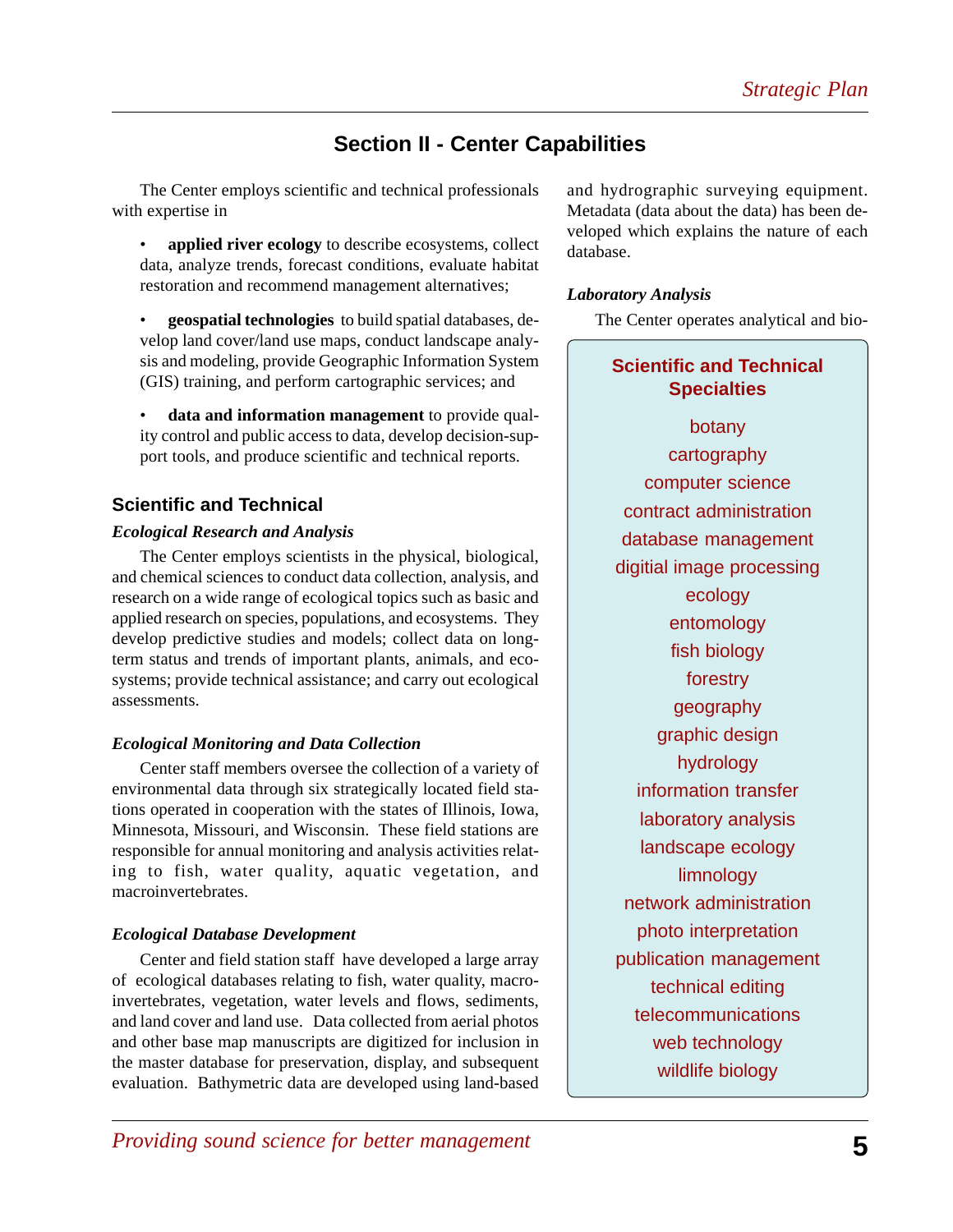## Section II - Center Capabilities

The Center employs scientific and technical professionals with expertise in

- **applied river ecology** to describe ecosystems, collect data, analyze trends, forecast conditions, evaluate habitat restoration and recommend management alternatives;
- **geospatial technologies** to build spatial databases, develop land cover/land use maps, conduct landscape analysis and modeling, provide Geographic Information System (GIS) training, and perform cartographic services; and
- **data and information management** to provide quality control and public access to data, develop decision-support tools, and produce scientific and technical reports.

### Scientific and Technical

***Ecological Research and Analysis***

The Center employs scientists in the physical, biological, and chemical sciences to conduct data collection, analysis, and research on a wide range of ecological topics such as basic and applied research on species, populations, and ecosystems. They develop predictive studies and models; collect data on long-term status and trends of important plants, animals, and ecosystems; provide technical assistance; and carry out ecological assessments.

***Ecological Monitoring and Data Collection***

Center staff members oversee the collection of a variety of environmental data through six strategically located field stations operated in cooperation with the states of Illinois, Iowa, Minnesota, Missouri, and Wisconsin. These field stations are responsible for annual monitoring and analysis activities relating to fish, water quality, aquatic vegetation, and macroinvertebrates.

***Ecological Database Development***

Center and field station staff have developed a large array of ecological databases relating to fish, water quality, macroinvertebrates, vegetation, water levels and flows, sediments, and land cover and land use. Data collected from aerial photos and other base map manuscripts are digitized for inclusion in the master database for preservation, display, and subsequent evaluation. Bathymetric data are developed using land-based and hydrographic surveying equipment. Metadata (data about the data) has been developed which explains the nature of each database.

***Laboratory Analysis***

The Center operates analytical and bio-

**Scientific and Technical Specialties**

botany
cartography
computer science
contract administration
database management
digitial image processing
ecology
entomology
fish biology
forestry
geography
graphic design
hydrology
information transfer
laboratory analysis
landscape ecology
limnology
network administration
photo interpretation
publication management
technical editing
telecommunications
web technology
wildlife biology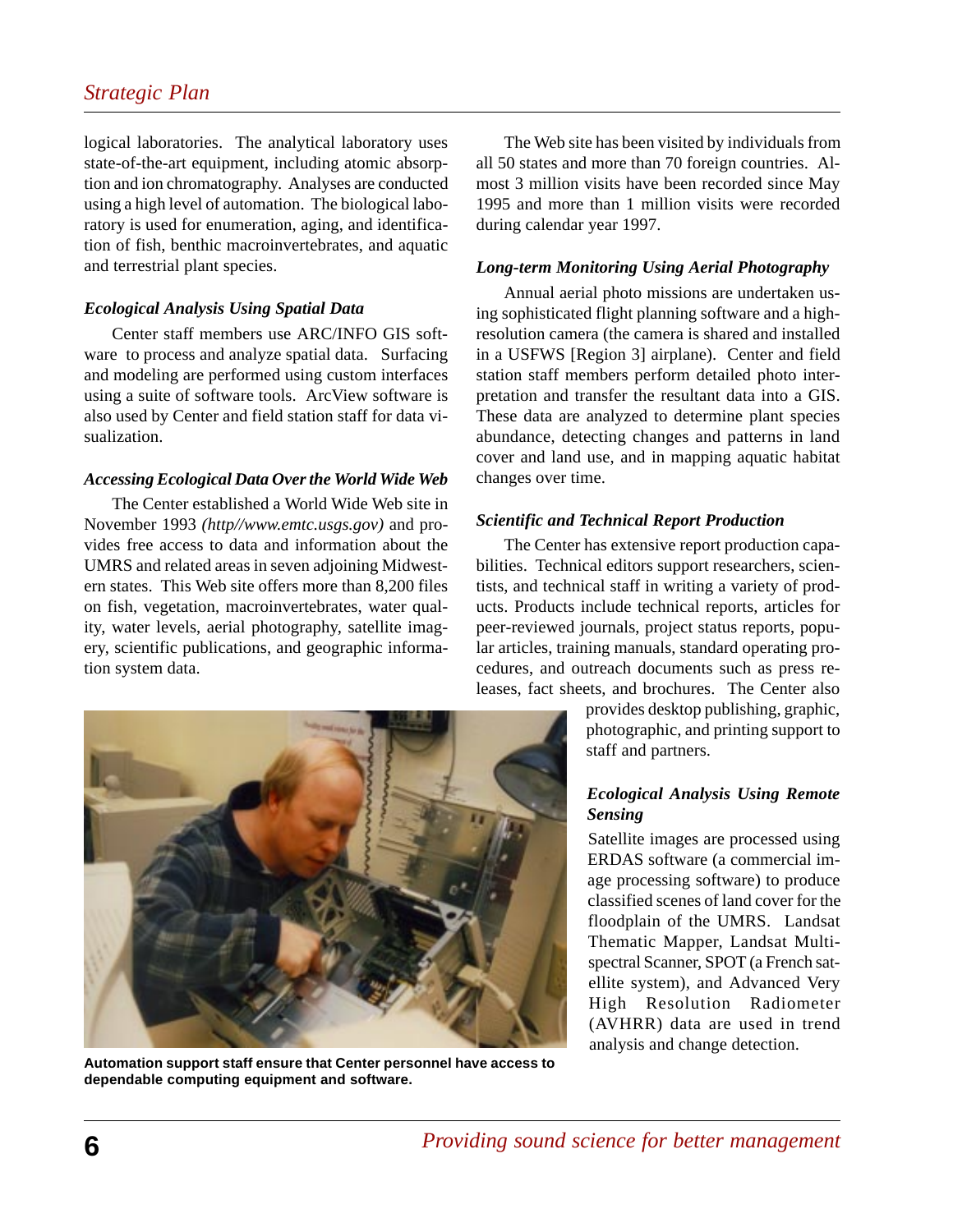logical laboratories. The analytical laboratory uses state-of-the-art equipment, including atomic absorption and ion chromatography. Analyses are conducted using a high level of automation. The biological laboratory is used for enumeration, aging, and identification of fish, benthic macroinvertebrates, and aquatic and terrestrial plant species.

### *Ecological Analysis Using Spatial Data*

Center staff members use ARC/INFO GIS software to process and analyze spatial data. Surfacing and modeling are performed using custom interfaces using a suite of software tools. ArcView software is also used by Center and field station staff for data visualization.

### *Accessing Ecological Data Over the World Wide Web*

The Center established a World Wide Web site in November 1993 *(http//www.emtc.usgs.gov)* and provides free access to data and information about the UMRS and related areas in seven adjoining Midwestern states. This Web site offers more than 8,200 files on fish, vegetation, macroinvertebrates, water quality, water levels, aerial photography, satellite imagery, scientific publications, and geographic information system data.

The Web site has been visited by individuals from all 50 states and more than 70 foreign countries. Almost 3 million visits have been recorded since May 1995 and more than 1 million visits were recorded during calendar year 1997.

### *Long-term Monitoring Using Aerial Photography*

Annual aerial photo missions are undertaken using sophisticated flight planning software and a high-resolution camera (the camera is shared and installed in a USFWS [Region 3] airplane). Center and field station staff members perform detailed photo interpretation and transfer the resultant data into a GIS. These data are analyzed to determine plant species abundance, detecting changes and patterns in land cover and land use, and in mapping aquatic habitat changes over time.

### *Scientific and Technical Report Production*

The Center has extensive report production capabilities. Technical editors support researchers, scientists, and technical staff in writing a variety of products. Products include technical reports, articles for peer-reviewed journals, project status reports, popular articles, training manuals, standard operating procedures, and outreach documents such as press releases, fact sheets, and brochures. The Center also provides desktop publishing, graphic, photographic, and printing support to staff and partners.

**Automation support staff ensure that Center personnel have access to dependable computing equipment and software.**

### *Ecological Analysis Using Remote Sensing*

Satellite images are processed using ERDAS software (a commercial image processing software) to produce classified scenes of land cover for the floodplain of the UMRS. Landsat Thematic Mapper, Landsat Multispectral Scanner, SPOT (a French satellite system), and Advanced Very High Resolution Radiometer (AVHRR) data are used in trend analysis and change detection.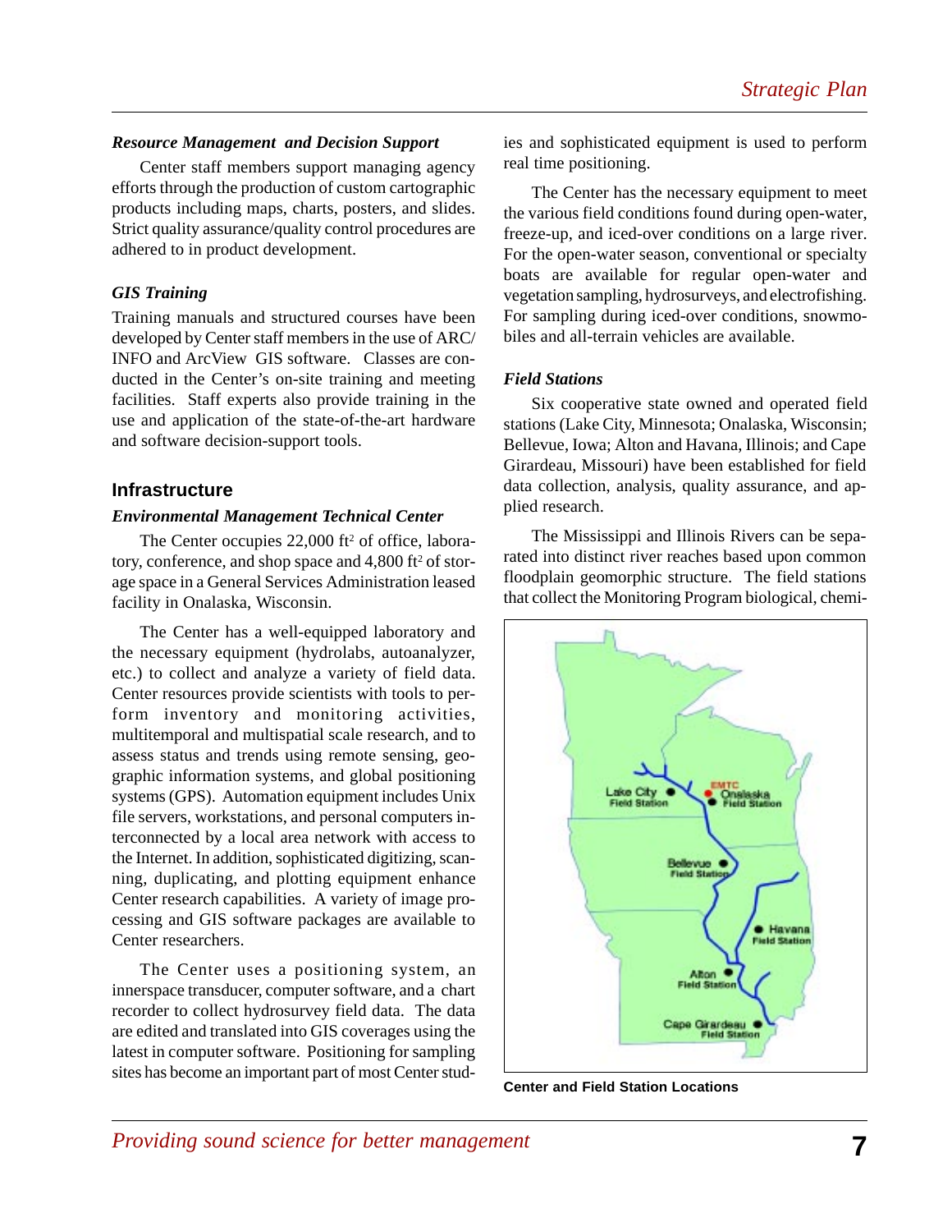### *Resource Management and Decision Support*

Center staff members support managing agency efforts through the production of custom cartographic products including maps, charts, posters, and slides. Strict quality assurance/quality control procedures are adhered to in product development.

### *GIS Training*

Training manuals and structured courses have been developed by Center staff members in the use of ARC/INFO and ArcView GIS software. Classes are conducted in the Center's on-site training and meeting facilities. Staff experts also provide training in the use and application of the state-of-the-art hardware and software decision-support tools.

## Infrastructure

### *Environmental Management Technical Center*

The Center occupies 22,000 ft$^2$ of office, laboratory, conference, and shop space and 4,800 ft$^2$ of storage space in a General Services Administration leased facility in Onalaska, Wisconsin.

The Center has a well-equipped laboratory and the necessary equipment (hydrolabs, autoanalyzer, etc.) to collect and analyze a variety of field data. Center resources provide scientists with tools to perform inventory and monitoring activities, multitemporal and multispatial scale research, and to assess status and trends using remote sensing, geographic information systems, and global positioning systems (GPS). Automation equipment includes Unix file servers, workstations, and personal computers interconnected by a local area network with access to the Internet. In addition, sophisticated digitizing, scanning, duplicating, and plotting equipment enhance Center research capabilities. A variety of image processing and GIS software packages are available to Center researchers.

The Center uses a positioning system, an innerspace transducer, computer software, and a chart recorder to collect hydrosurvey field data. The data are edited and translated into GIS coverages using the latest in computer software. Positioning for sampling sites has become an important part of most Center studies and sophisticated equipment is used to perform real time positioning.

The Center has the necessary equipment to meet the various field conditions found during open-water, freeze-up, and iced-over conditions on a large river. For the open-water season, conventional or specialty boats are available for regular open-water and vegetation sampling, hydrosurveys, and electrofishing. For sampling during iced-over conditions, snowmobiles and all-terrain vehicles are available.

### *Field Stations*

Six cooperative state owned and operated field stations (Lake City, Minnesota; Onalaska, Wisconsin; Bellevue, Iowa; Alton and Havana, Illinois; and Cape Girardeau, Missouri) have been established for field data collection, analysis, quality assurance, and applied research.

The Mississippi and Illinois Rivers can be separated into distinct river reaches based upon common floodplain geomorphic structure. The field stations that collect the Monitoring Program biological, chemi-

**Center and Field Station Locations**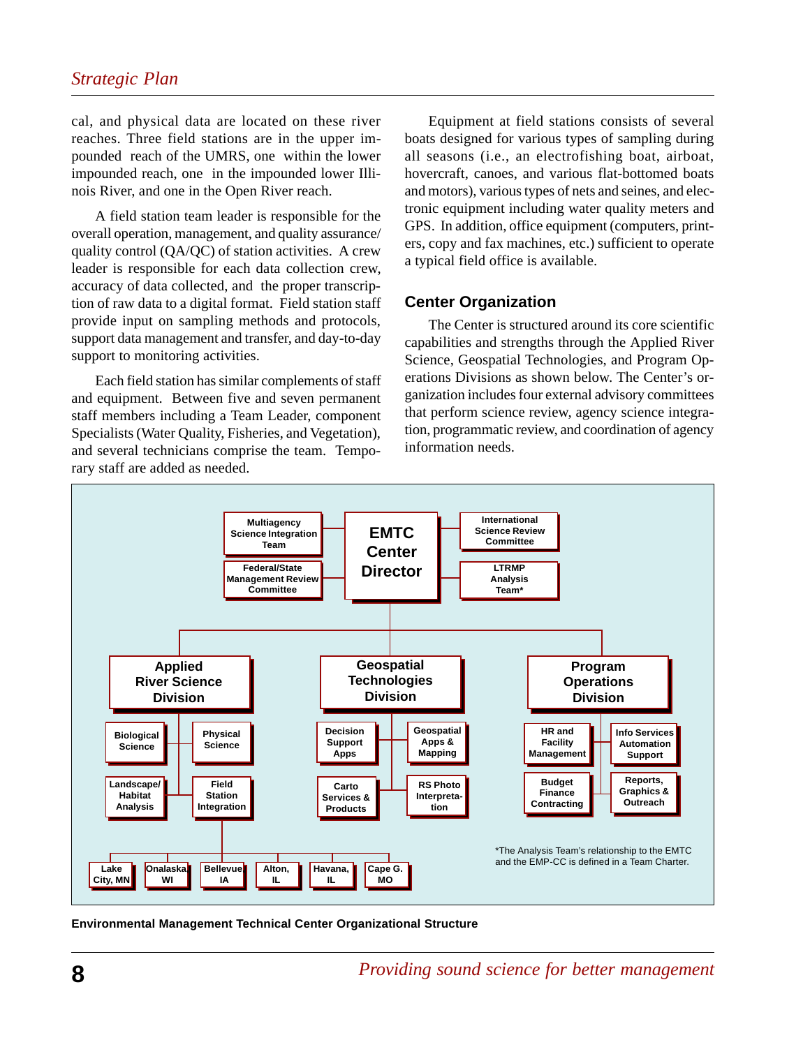cal, and physical data are located on these river reaches. Three field stations are in the upper impounded reach of the UMRS, one within the lower impounded reach, one in the impounded lower Illinois River, and one in the Open River reach.

A field station team leader is responsible for the overall operation, management, and quality assurance/ quality control (QA/QC) of station activities. A crew leader is responsible for each data collection crew, accuracy of data collected, and the proper transcription of raw data to a digital format. Field station staff provide input on sampling methods and protocols, support data management and transfer, and day-to-day support to monitoring activities.

Each field station has similar complements of staff and equipment. Between five and seven permanent staff members including a Team Leader, component Specialists (Water Quality, Fisheries, and Vegetation), and several technicians comprise the team. Temporary staff are added as needed.

Equipment at field stations consists of several boats designed for various types of sampling during all seasons (i.e., an electrofishing boat, airboat, hovercraft, canoes, and various flat-bottomed boats and motors), various types of nets and seines, and electronic equipment including water quality meters and GPS. In addition, office equipment (computers, printers, copy and fax machines, etc.) sufficient to operate a typical field office is available.

## Center Organization

The Center is structured around its core scientific capabilities and strengths through the Applied River Science, Geospatial Technologies, and Program Operations Divisions as shown below. The Center's organization includes four external advisory committees that perform science review, agency science integration, programmatic review, and coordination of agency information needs.

- **EMTC Center Director**
  - Multiagency Science Integration Team
  - Federal/State Management Review Committee
  - International Science Review Committee
  - LTRMP Analysis Team*
  - **Applied River Science Division**
    - Biological Science
    - Physical Science
    - Landscape/Habitat Analysis
    - Field Station Integration
      - Lake City, MN
      - Onalaska WI
      - Bellevue IA
      - Alton, IL
      - Havana, IL
      - Cape G. MO
  - **Geospatial Technologies Division**
    - Decision Support Apps
    - Geospatial Apps & Mapping
    - Carto Services & Products
    - RS Photo Interpretation
  - **Program Operations Division**
    - HR and Facility Management
    - Info Services Automation Support
    - Budget Finance Contracting
    - Reports, Graphics & Outreach

*The Analysis Team's relationship to the EMTC and the EMP-CC is defined in a Team Charter.

**Environmental Management Technical Center Organizational Structure**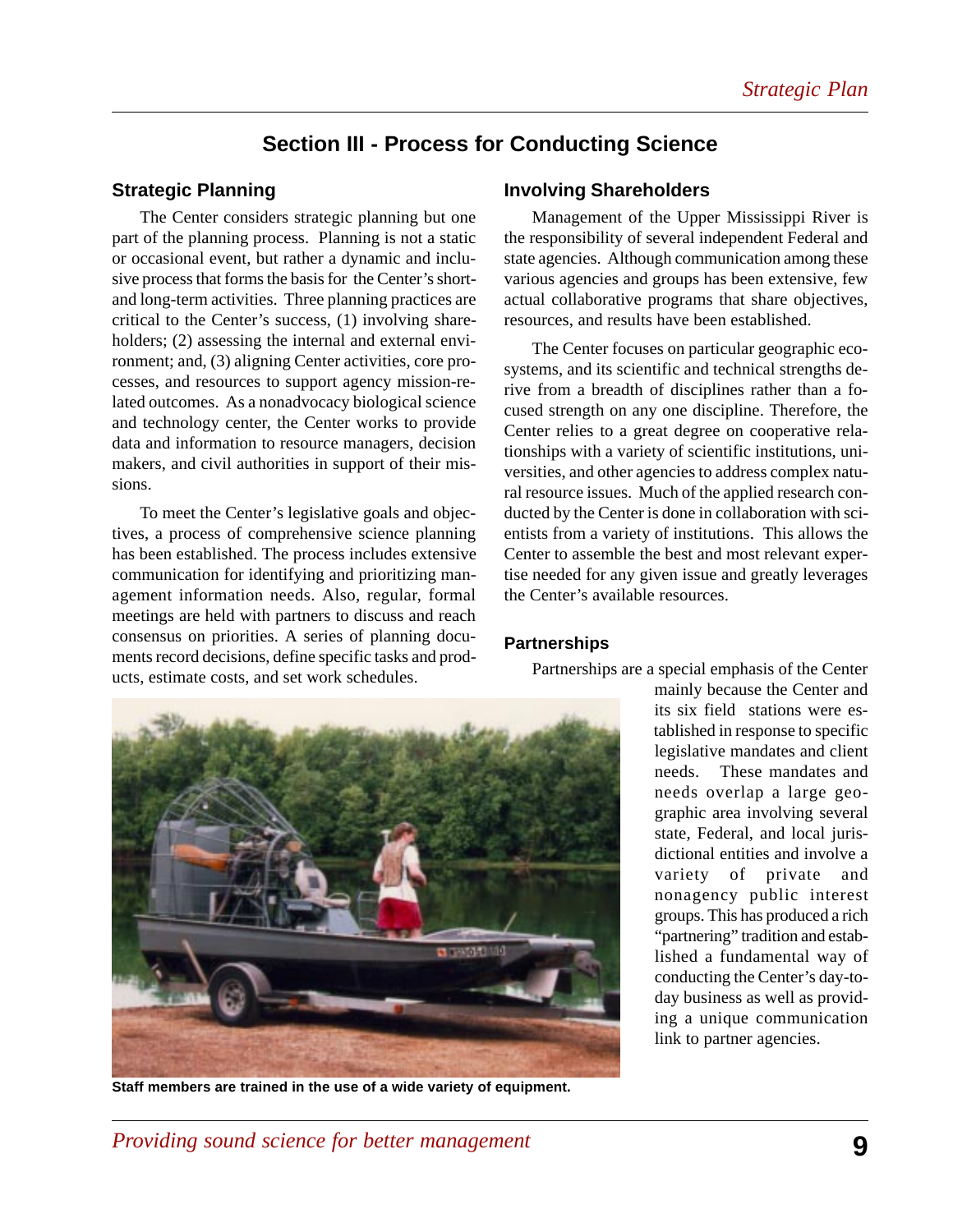## Section III - Process for Conducting Science

### Strategic Planning

The Center considers strategic planning but one part of the planning process. Planning is not a static or occasional event, but rather a dynamic and inclusive process that forms the basis for the Center's short- and long-term activities. Three planning practices are critical to the Center's success, (1) involving shareholders; (2) assessing the internal and external environment; and, (3) aligning Center activities, core processes, and resources to support agency mission-related outcomes. As a nonadvocacy biological science and technology center, the Center works to provide data and information to resource managers, decision makers, and civil authorities in support of their missions.

To meet the Center's legislative goals and objectives, a process of comprehensive science planning has been established. The process includes extensive communication for identifying and prioritizing management information needs. Also, regular, formal meetings are held with partners to discuss and reach consensus on priorities. A series of planning documents record decisions, define specific tasks and products, estimate costs, and set work schedules.

Staff members are trained in the use of a wide variety of equipment.

### Involving Shareholders

Management of the Upper Mississippi River is the responsibility of several independent Federal and state agencies. Although communication among these various agencies and groups has been extensive, few actual collaborative programs that share objectives, resources, and results have been established.

The Center focuses on particular geographic ecosystems, and its scientific and technical strengths derive from a breadth of disciplines rather than a focused strength on any one discipline. Therefore, the Center relies to a great degree on cooperative relationships with a variety of scientific institutions, universities, and other agencies to address complex natural resource issues. Much of the applied research conducted by the Center is done in collaboration with scientists from a variety of institutions. This allows the Center to assemble the best and most relevant expertise needed for any given issue and greatly leverages the Center's available resources.

### Partnerships

Partnerships are a special emphasis of the Center mainly because the Center and its six field stations were established in response to specific legislative mandates and client needs. These mandates and needs overlap a large geographic area involving several state, Federal, and local jurisdictional entities and involve a variety of private and nonagency public interest groups. This has produced a rich "partnering" tradition and established a fundamental way of conducting the Center's day-to-day business as well as providing a unique communication link to partner agencies.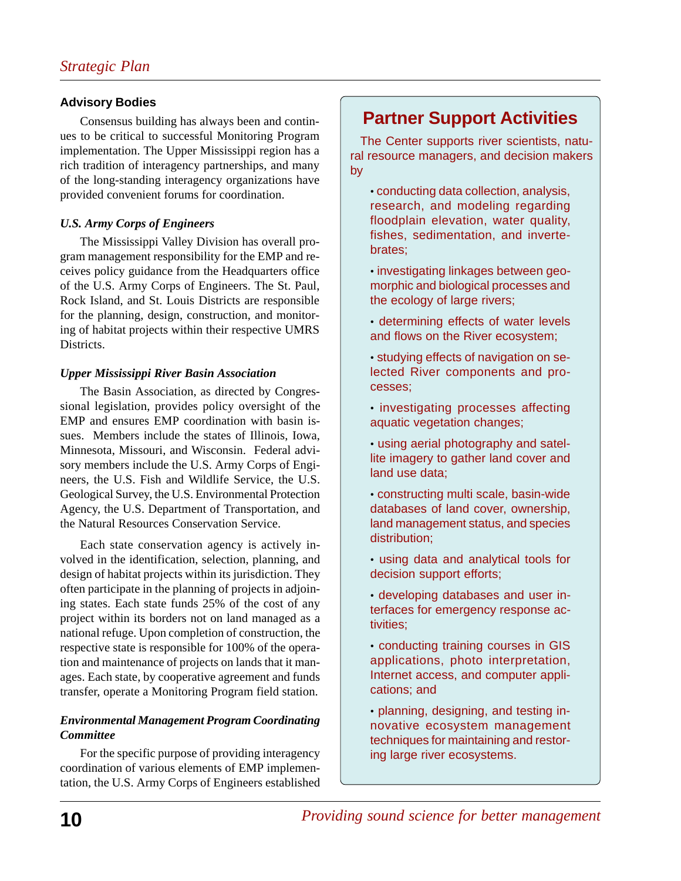## Advisory Bodies

Consensus building has always been and continues to be critical to successful Monitoring Program implementation. The Upper Mississippi region has a rich tradition of interagency partnerships, and many of the long-standing interagency organizations have provided convenient forums for coordination.

### *U.S. Army Corps of Engineers*

The Mississippi Valley Division has overall program management responsibility for the EMP and receives policy guidance from the Headquarters office of the U.S. Army Corps of Engineers. The St. Paul, Rock Island, and St. Louis Districts are responsible for the planning, design, construction, and monitoring of habitat projects within their respective UMRS Districts.

### *Upper Mississippi River Basin Association*

The Basin Association, as directed by Congressional legislation, provides policy oversight of the EMP and ensures EMP coordination with basin issues. Members include the states of Illinois, Iowa, Minnesota, Missouri, and Wisconsin. Federal advisory members include the U.S. Army Corps of Engineers, the U.S. Fish and Wildlife Service, the U.S. Geological Survey, the U.S. Environmental Protection Agency, the U.S. Department of Transportation, and the Natural Resources Conservation Service.

Each state conservation agency is actively involved in the identification, selection, planning, and design of habitat projects within its jurisdiction. They often participate in the planning of projects in adjoining states. Each state funds 25% of the cost of any project within its borders not on land managed as a national refuge. Upon completion of construction, the respective state is responsible for 100% of the operation and maintenance of projects on lands that it manages. Each state, by cooperative agreement and funds transfer, operate a Monitoring Program field station.

### *Environmental Management Program Coordinating Committee*

For the specific purpose of providing interagency coordination of various elements of EMP implementation, the U.S. Army Corps of Engineers established

## Partner Support Activities

The Center supports river scientists, natural resource managers, and decision makers by

- conducting data collection, analysis, research, and modeling regarding floodplain elevation, water quality, fishes, sedimentation, and invertebrates;
- investigating linkages between geomorphic and biological processes and the ecology of large rivers;
- determining effects of water levels and flows on the River ecosystem;
- studying effects of navigation on selected River components and processes;
- investigating processes affecting aquatic vegetation changes;
- using aerial photography and satellite imagery to gather land cover and land use data;
- constructing multi scale, basin-wide databases of land cover, ownership, land management status, and species distribution;
- using data and analytical tools for decision support efforts;
- developing databases and user interfaces for emergency response activities;
- conducting training courses in GIS applications, photo interpretation, Internet access, and computer applications; and
- planning, designing, and testing innovative ecosystem management techniques for maintaining and restoring large river ecosystems.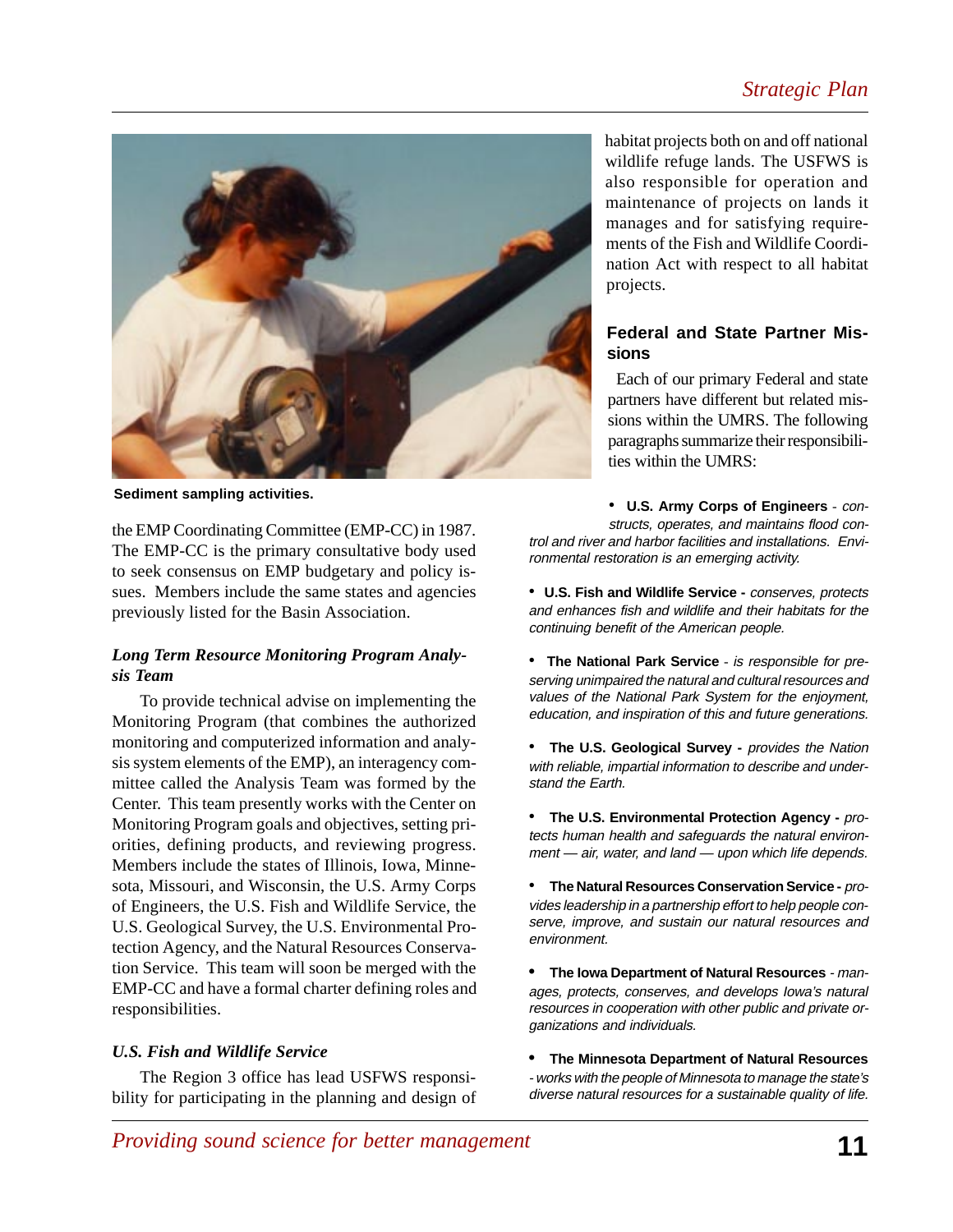Sediment sampling activities.

the EMP Coordinating Committee (EMP-CC) in 1987. The EMP-CC is the primary consultative body used to seek consensus on EMP budgetary and policy issues. Members include the same states and agencies previously listed for the Basin Association.

### *Long Term Resource Monitoring Program Analysis Team*

To provide technical advise on implementing the Monitoring Program (that combines the authorized monitoring and computerized information and analysis system elements of the EMP), an interagency committee called the Analysis Team was formed by the Center. This team presently works with the Center on Monitoring Program goals and objectives, setting priorities, defining products, and reviewing progress. Members include the states of Illinois, Iowa, Minnesota, Missouri, and Wisconsin, the U.S. Army Corps of Engineers, the U.S. Fish and Wildlife Service, the U.S. Geological Survey, the U.S. Environmental Protection Agency, and the Natural Resources Conservation Service. This team will soon be merged with the EMP-CC and have a formal charter defining roles and responsibilities.

### *U.S. Fish and Wildlife Service*

The Region 3 office has lead USFWS responsibility for participating in the planning and design of habitat projects both on and off national wildlife refuge lands. The USFWS is also responsible for operation and maintenance of projects on lands it manages and for satisfying requirements of the Fish and Wildlife Coordination Act with respect to all habitat projects.

## Federal and State Partner Missions

Each of our primary Federal and state partners have different but related missions within the UMRS. The following paragraphs summarize their responsibilities within the UMRS:

- **U.S. Army Corps of Engineers** - *constructs, operates, and maintains flood control and river and harbor facilities and installations. Environmental restoration is an emerging activity.*

- **U.S. Fish and Wildlife Service -** *conserves, protects and enhances fish and wildlife and their habitats for the continuing benefit of the American people.*

- **The National Park Service** - *is responsible for preserving unimpaired the natural and cultural resources and values of the National Park System for the enjoyment, education, and inspiration of this and future generations.*

- **The U.S. Geological Survey -** *provides the Nation with reliable, impartial information to describe and understand the Earth.*

- **The U.S. Environmental Protection Agency -** *protects human health and safeguards the natural environment — air, water, and land — upon which life depends.*

- **The Natural Resources Conservation Service -** *provides leadership in a partnership effort to help people conserve, improve, and sustain our natural resources and environment.*

- **The Iowa Department of Natural Resources** - *manages, protects, conserves, and develops Iowa's natural resources in cooperation with other public and private organizations and individuals.*

- **The Minnesota Department of Natural Resources** - *works with the people of Minnesota to manage the state's diverse natural resources for a sustainable quality of life.*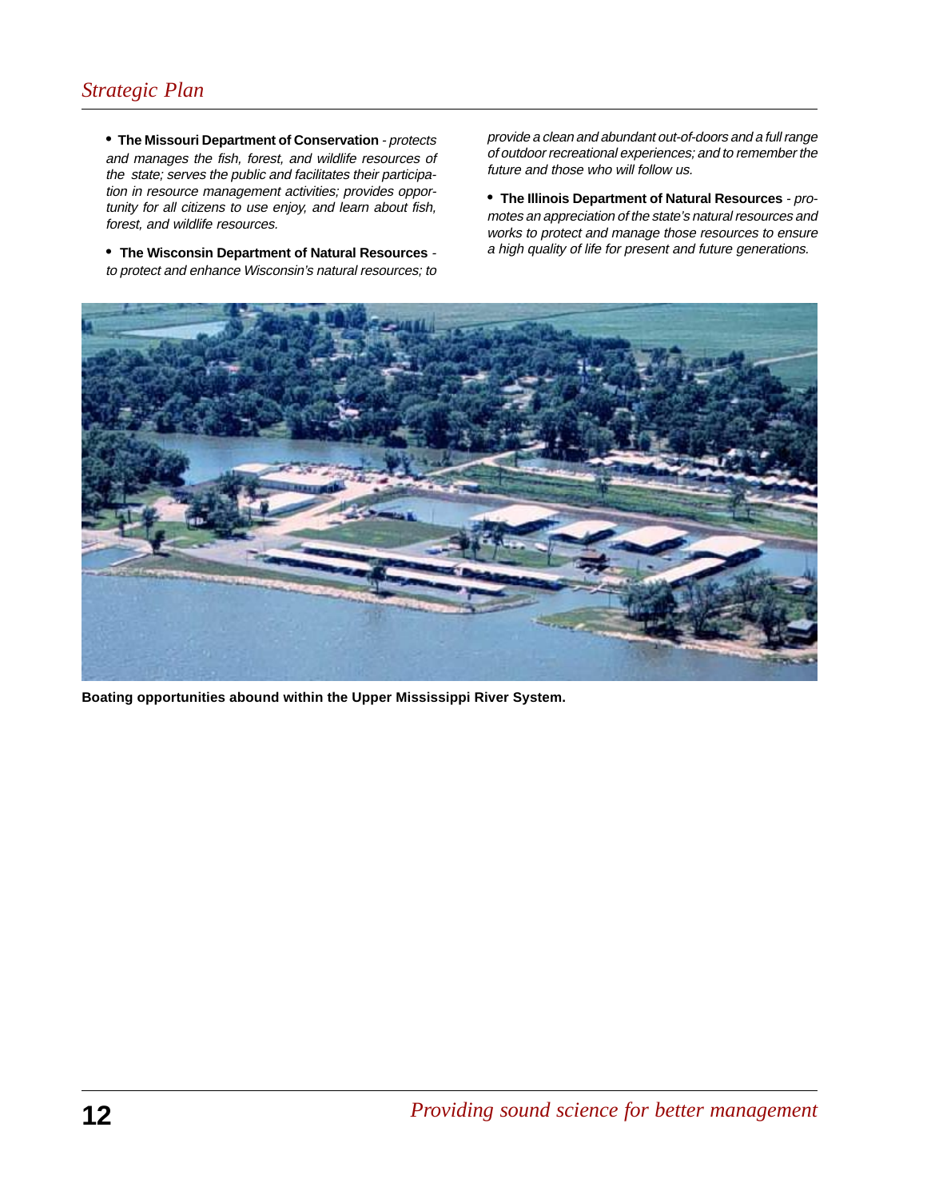- **The Missouri Department of Conservation** - *protects and manages the fish, forest, and wildlife resources of the state; serves the public and facilitates their participation in resource management activities; provides opportunity for all citizens to use enjoy, and learn about fish, forest, and wildlife resources.*

- **The Wisconsin Department of Natural Resources** - *to protect and enhance Wisconsin's natural resources; to provide a clean and abundant out-of-doors and a full range of outdoor recreational experiences; and to remember the future and those who will follow us.*

- **The Illinois Department of Natural Resources** - *promotes an appreciation of the state's natural resources and works to protect and manage those resources to ensure a high quality of life for present and future generations.*

**Boating opportunities abound within the Upper Mississippi River System.**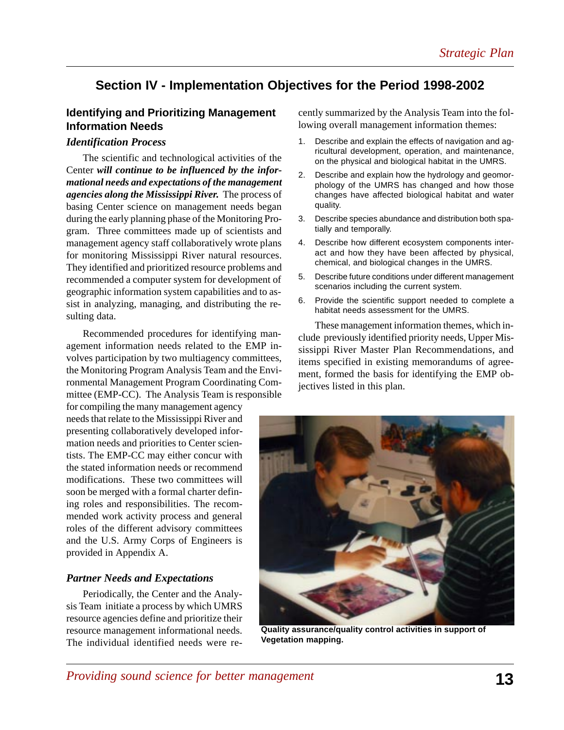## Section IV - Implementation Objectives for the Period 1998-2002

### Identifying and Prioritizing Management Information Needs

#### *Identification Process*

The scientific and technological activities of the Center ***will continue to be influenced by the informational needs and expectations of the management agencies along the Mississippi River.*** The process of basing Center science on management needs began during the early planning phase of the Monitoring Program. Three committees made up of scientists and management agency staff collaboratively wrote plans for monitoring Mississippi River natural resources. They identified and prioritized resource problems and recommended a computer system for development of geographic information system capabilities and to assist in analyzing, managing, and distributing the resulting data.

Recommended procedures for identifying management information needs related to the EMP involves participation by two multiagency committees, the Monitoring Program Analysis Team and the Environmental Management Program Coordinating Committee (EMP-CC). The Analysis Team is responsible for compiling the many management agency needs that relate to the Mississippi River and presenting collaboratively developed information needs and priorities to Center scientists. The EMP-CC may either concur with the stated information needs or recommend modifications. These two committees will soon be merged with a formal charter defining roles and responsibilities. The recommended work activity process and general roles of the different advisory committees and the U.S. Army Corps of Engineers is provided in Appendix A.

#### *Partner Needs and Expectations*

Periodically, the Center and the Analysis Team initiate a process by which UMRS resource agencies define and prioritize their resource management informational needs. The individual identified needs were recently summarized by the Analysis Team into the following overall management information themes:

1. Describe and explain the effects of navigation and agricultural development, operation, and maintenance, on the physical and biological habitat in the UMRS.
2. Describe and explain how the hydrology and geomorphology of the UMRS has changed and how those changes have affected biological habitat and water quality.
3. Describe species abundance and distribution both spatially and temporally.
4. Describe how different ecosystem components interact and how they have been affected by physical, chemical, and biological changes in the UMRS.
5. Describe future conditions under different management scenarios including the current system.
6. Provide the scientific support needed to complete a habitat needs assessment for the UMRS.

These management information themes, which include previously identified priority needs, Upper Mississippi River Master Plan Recommendations, and items specified in existing memorandums of agreement, formed the basis for identifying the EMP objectives listed in this plan.

**Quality assurance/quality control activities in support of Vegetation mapping.**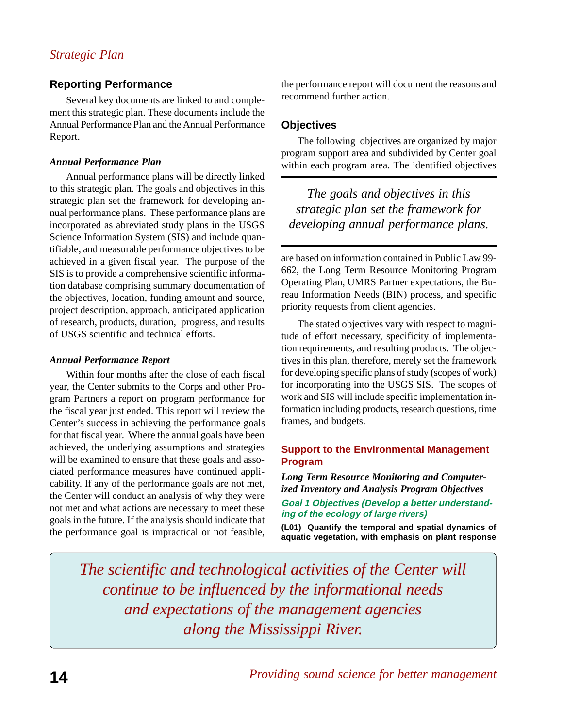## Reporting Performance

Several key documents are linked to and complement this strategic plan. These documents include the Annual Performance Plan and the Annual Performance Report.

### *Annual Performance Plan*

Annual performance plans will be directly linked to this strategic plan. The goals and objectives in this strategic plan set the framework for developing annual performance plans. These performance plans are incorporated as abreviated study plans in the USGS Science Information System (SIS) and include quantifiable, and measurable performance objectives to be achieved in a given fiscal year. The purpose of the SIS is to provide a comprehensive scientific information database comprising summary documentation of the objectives, location, funding amount and source, project description, approach, anticipated application of research, products, duration, progress, and results of USGS scientific and technical efforts.

### *Annual Performance Report*

Within four months after the close of each fiscal year, the Center submits to the Corps and other Program Partners a report on program performance for the fiscal year just ended. This report will review the Center's success in achieving the performance goals for that fiscal year. Where the annual goals have been achieved, the underlying assumptions and strategies will be examined to ensure that these goals and associated performance measures have continued applicability. If any of the performance goals are not met, the Center will conduct an analysis of why they were not met and what actions are necessary to meet these goals in the future. If the analysis should indicate that the performance goal is impractical or not feasible, the performance report will document the reasons and recommend further action.

## Objectives

The following objectives are organized by major program support area and subdivided by Center goal within each program area. The identified objectives are based on information contained in Public Law 99-662, the Long Term Resource Monitoring Program Operating Plan, UMRS Partner expectations, the Bureau Information Needs (BIN) process, and specific priority requests from client agencies.

> *The goals and objectives in this strategic plan set the framework for developing annual performance plans.*

The stated objectives vary with respect to magnitude of effort necessary, specificity of implementation requirements, and resulting products. The objectives in this plan, therefore, merely set the framework for developing specific plans of study (scopes of work) for incorporating into the USGS SIS. The scopes of work and SIS will include specific implementation information including products, research questions, time frames, and budgets.

### Support to the Environmental Management Program

#### *Long Term Resource Monitoring and Computerized Inventory and Analysis Program Objectives*

***Goal 1 Objectives (Develop a better understanding of the ecology of large rivers)***

**(L01) Quantify the temporal and spatial dynamics of aquatic vegetation, with emphasis on plant response**

> *The scientific and technological activities of the Center will continue to be influenced by the informational needs and expectations of the management agencies along the Mississippi River.*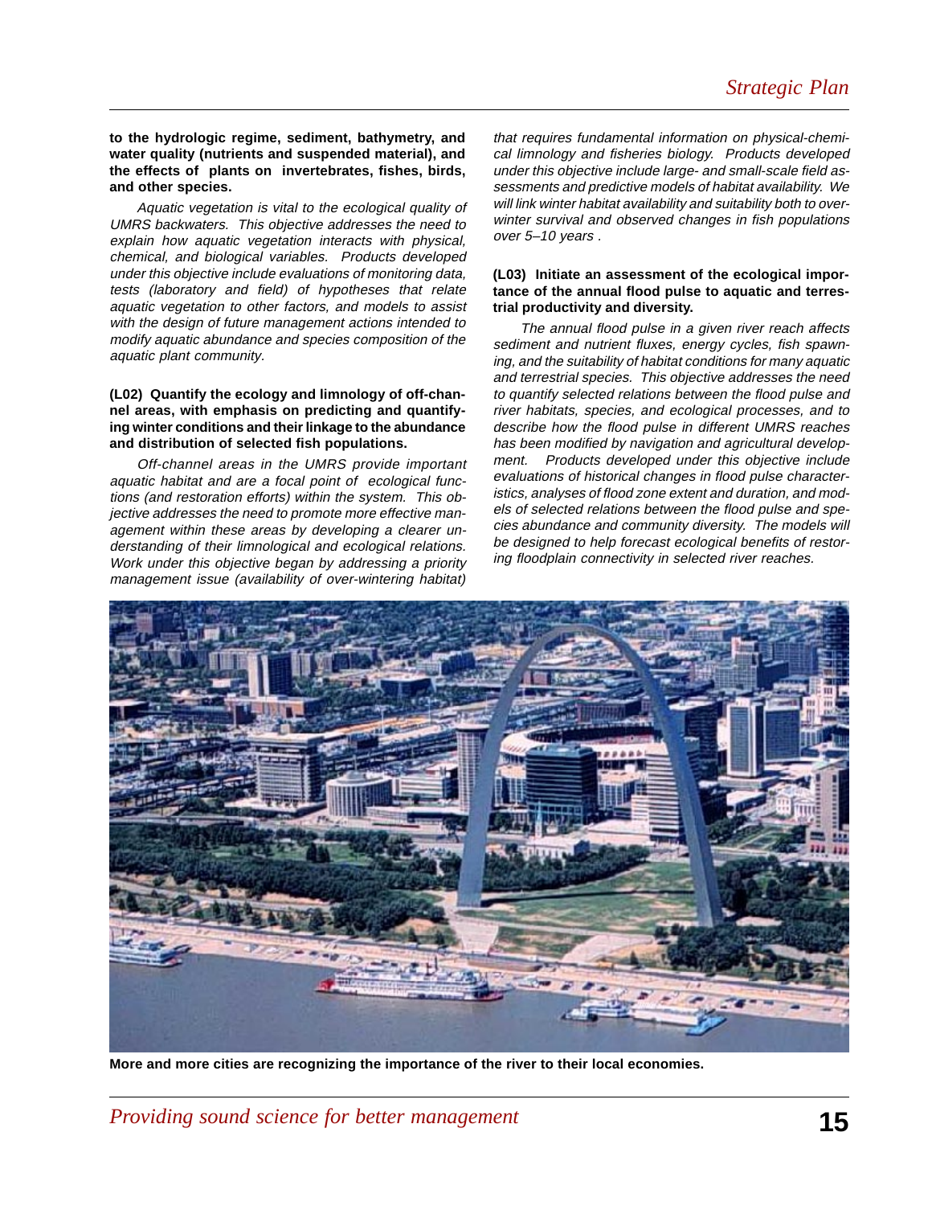**to the hydrologic regime, sediment, bathymetry, and water quality (nutrients and suspended material), and the effects of plants on invertebrates, fishes, birds, and other species.**

*Aquatic vegetation is vital to the ecological quality of UMRS backwaters. This objective addresses the need to explain how aquatic vegetation interacts with physical, chemical, and biological variables. Products developed under this objective include evaluations of monitoring data, tests (laboratory and field) of hypotheses that relate aquatic vegetation to other factors, and models to assist with the design of future management actions intended to modify aquatic abundance and species composition of the aquatic plant community.*

**(L02) Quantify the ecology and limnology of off-channel areas, with emphasis on predicting and quantifying winter conditions and their linkage to the abundance and distribution of selected fish populations.**

*Off-channel areas in the UMRS provide important aquatic habitat and are a focal point of ecological functions (and restoration efforts) within the system. This objective addresses the need to promote more effective management within these areas by developing a clearer understanding of their limnological and ecological relations. Work under this objective began by addressing a priority management issue (availability of over-wintering habitat) that requires fundamental information on physical-chemical limnology and fisheries biology. Products developed under this objective include large- and small-scale field assessments and predictive models of habitat availability. We will link winter habitat availability and suitability both to overwinter survival and observed changes in fish populations over 5–10 years .*

**(L03) Initiate an assessment of the ecological importance of the annual flood pulse to aquatic and terrestrial productivity and diversity.**

*The annual flood pulse in a given river reach affects sediment and nutrient fluxes, energy cycles, fish spawning, and the suitability of habitat conditions for many aquatic and terrestrial species. This objective addresses the need to quantify selected relations between the flood pulse and river habitats, species, and ecological processes, and to describe how the flood pulse in different UMRS reaches has been modified by navigation and agricultural development. Products developed under this objective include evaluations of historical changes in flood pulse characteristics, analyses of flood zone extent and duration, and models of selected relations between the flood pulse and species abundance and community diversity. The models will be designed to help forecast ecological benefits of restoring floodplain connectivity in selected river reaches.*

**More and more cities are recognizing the importance of the river to their local economies.**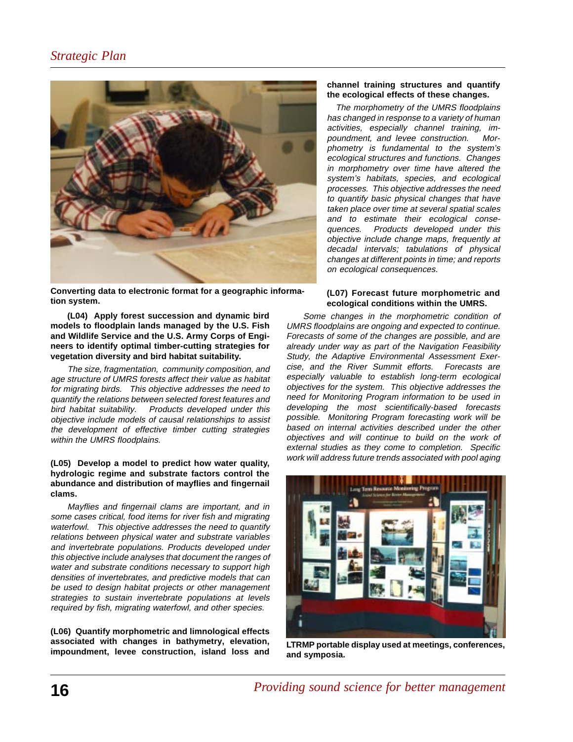Converting data to electronic format for a geographic information system.

**(L04) Apply forest succession and dynamic bird models to floodplain lands managed by the U.S. Fish and Wildlife Service and the U.S. Army Corps of Engineers to identify optimal timber-cutting strategies for vegetation diversity and bird habitat suitability.**

*The size, fragmentation, community composition, and age structure of UMRS forests affect their value as habitat for migrating birds. This objective addresses the need to quantify the relations between selected forest features and bird habitat suitability. Products developed under this objective include models of causal relationships to assist the development of effective timber cutting strategies within the UMRS floodplains.*

**(L05) Develop a model to predict how water quality, hydrologic regime and substrate factors control the abundance and distribution of mayflies and fingernail clams.**

*Mayflies and fingernail clams are important, and in some cases critical, food items for river fish and migrating waterfowl. This objective addresses the need to quantify relations between physical water and substrate variables and invertebrate populations. Products developed under this objective include analyses that document the ranges of water and substrate conditions necessary to support high densities of invertebrates, and predictive models that can be used to design habitat projects or other management strategies to sustain invertebrate populations at levels required by fish, migrating waterfowl, and other species.*

**(L06) Quantify morphometric and limnological effects associated with changes in bathymetry, elevation, impoundment, levee construction, island loss and channel training structures and quantify the ecological effects of these changes.**

*The morphometry of the UMRS floodplains has changed in response to a variety of human activities, especially channel training, impoundment, and levee construction. Morphometry is fundamental to the system's ecological structures and functions. Changes in morphometry over time have altered the system's habitats, species, and ecological processes. This objective addresses the need to quantify basic physical changes that have taken place over time at several spatial scales and to estimate their ecological consequences. Products developed under this objective include change maps, frequently at decadal intervals; tabulations of physical changes at different points in time; and reports on ecological consequences.*

**(L07) Forecast future morphometric and ecological conditions within the UMRS.**

*Some changes in the morphometric condition of UMRS floodplains are ongoing and expected to continue. Forecasts of some of the changes are possible, and are already under way as part of the Navigation Feasibility Study, the Adaptive Environmental Assessment Exercise, and the River Summit efforts. Forecasts are especially valuable to establish long-term ecological objectives for the system. This objective addresses the need for Monitoring Program information to be used in developing the most scientifically-based forecasts possible. Monitoring Program forecasting work will be based on internal activities described under the other objectives and will continue to build on the work of external studies as they come to completion. Specific work will address future trends associated with pool aging*

LTRMP portable display used at meetings, conferences, and symposia.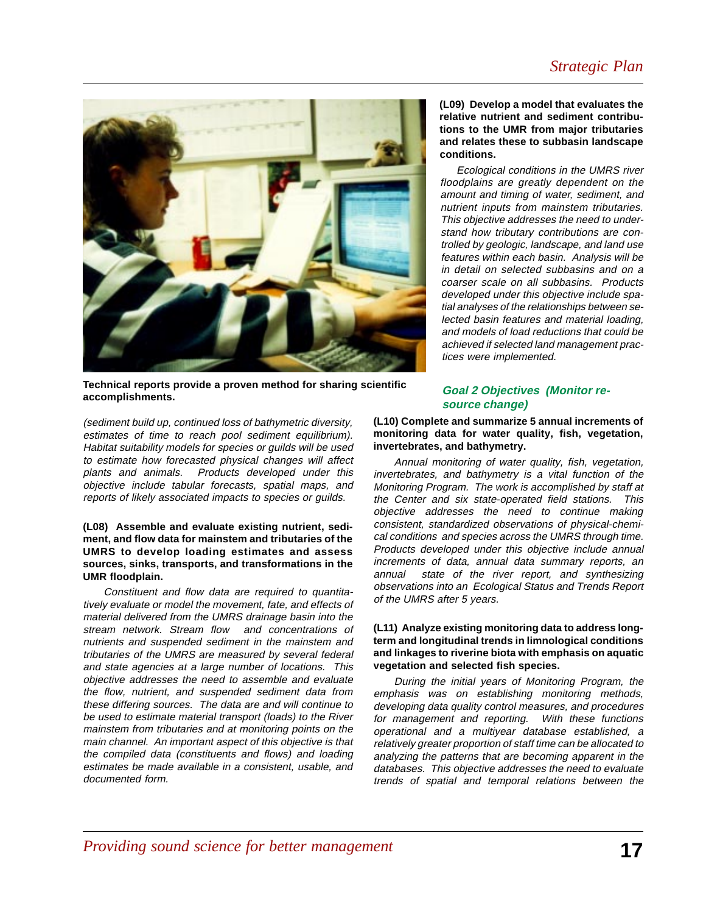Technical reports provide a proven method for sharing scientific accomplishments.

*(sediment build up, continued loss of bathymetric diversity, estimates of time to reach pool sediment equilibrium). Habitat suitability models for species or guilds will be used to estimate how forecasted physical changes will affect plants and animals. Products developed under this objective include tabular forecasts, spatial maps, and reports of likely associated impacts to species or guilds.*

**(L08) Assemble and evaluate existing nutrient, sediment, and flow data for mainstem and tributaries of the UMRS to develop loading estimates and assess sources, sinks, transports, and transformations in the UMR floodplain.**

*Constituent and flow data are required to quantitatively evaluate or model the movement, fate, and effects of material delivered from the UMRS drainage basin into the stream network. Stream flow and concentrations of nutrients and suspended sediment in the mainstem and tributaries of the UMRS are measured by several federal and state agencies at a large number of locations. This objective addresses the need to assemble and evaluate the flow, nutrient, and suspended sediment data from these differing sources. The data are and will continue to be used to estimate material transport (loads) to the River mainstem from tributaries and at monitoring points on the main channel. An important aspect of this objective is that the compiled data (constituents and flows) and loading estimates be made available in a consistent, usable, and documented form.*

**(L09) Develop a model that evaluates the relative nutrient and sediment contributions to the UMR from major tributaries and relates these to subbasin landscape conditions.**

*Ecological conditions in the UMRS river floodplains are greatly dependent on the amount and timing of water, sediment, and nutrient inputs from mainstem tributaries. This objective addresses the need to understand how tributary contributions are controlled by geologic, landscape, and land use features within each basin. Analysis will be in detail on selected subbasins and on a coarser scale on all subbasins. Products developed under this objective include spatial analyses of the relationships between selected basin features and material loading, and models of load reductions that could be achieved if selected land management practices were implemented.*

## Goal 2 Objectives (Monitor resource change)

**(L10) Complete and summarize 5 annual increments of monitoring data for water quality, fish, vegetation, invertebrates, and bathymetry.**

*Annual monitoring of water quality, fish, vegetation, invertebrates, and bathymetry is a vital function of the Monitoring Program. The work is accomplished by staff at the Center and six state-operated field stations. This objective addresses the need to continue making consistent, standardized observations of physical-chemical conditions and species across the UMRS through time. Products developed under this objective include annual increments of data, annual data summary reports, an annual state of the river report, and synthesizing observations into an Ecological Status and Trends Report of the UMRS after 5 years.*

**(L11) Analyze existing monitoring data to address long-term and longitudinal trends in limnological conditions and linkages to riverine biota with emphasis on aquatic vegetation and selected fish species.**

*During the initial years of Monitoring Program, the emphasis was on establishing monitoring methods, developing data quality control measures, and procedures for management and reporting. With these functions operational and a multiyear database established, a relatively greater proportion of staff time can be allocated to analyzing the patterns that are becoming apparent in the databases. This objective addresses the need to evaluate trends of spatial and temporal relations between the*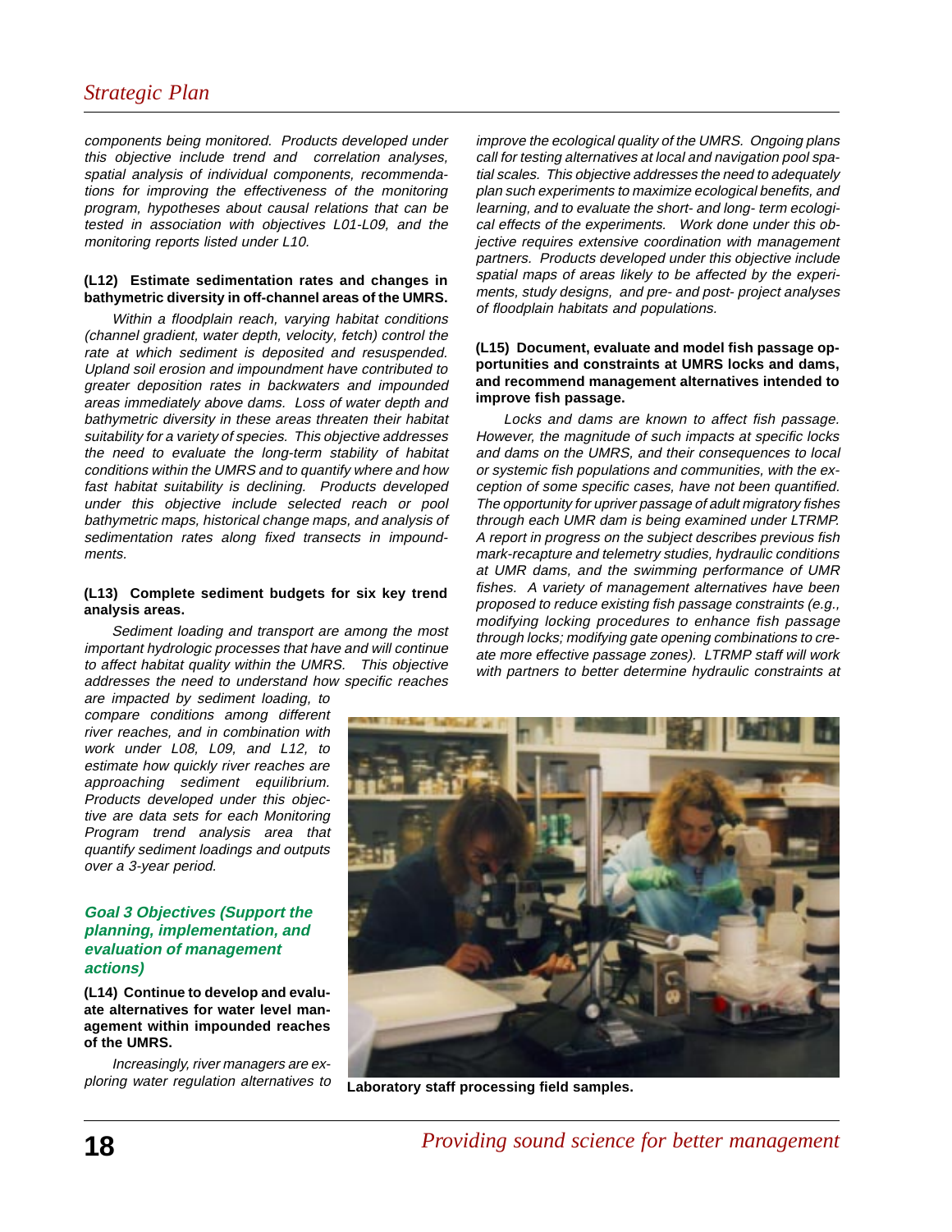components being monitored. Products developed under this objective include trend and correlation analyses, spatial analysis of individual components, recommendations for improving the effectiveness of the monitoring program, hypotheses about causal relations that can be tested in association with objectives L01-L09, and the monitoring reports listed under L10.

**(L12) Estimate sedimentation rates and changes in bathymetric diversity in off-channel areas of the UMRS.**

*Within a floodplain reach, varying habitat conditions (channel gradient, water depth, velocity, fetch) control the rate at which sediment is deposited and resuspended. Upland soil erosion and impoundment have contributed to greater deposition rates in backwaters and impounded areas immediately above dams. Loss of water depth and bathymetric diversity in these areas threaten their habitat suitability for a variety of species. This objective addresses the need to evaluate the long-term stability of habitat conditions within the UMRS and to quantify where and how fast habitat suitability is declining. Products developed under this objective include selected reach or pool bathymetric maps, historical change maps, and analysis of sedimentation rates along fixed transects in impoundments.*

**(L13) Complete sediment budgets for six key trend analysis areas.**

*Sediment loading and transport are among the most important hydrologic processes that have and will continue to affect habitat quality within the UMRS. This objective addresses the need to understand how specific reaches are impacted by sediment loading, to compare conditions among different river reaches, and in combination with work under L08, L09, and L12, to estimate how quickly river reaches are approaching sediment equilibrium. Products developed under this objective are data sets for each Monitoring Program trend analysis area that quantify sediment loadings and outputs over a 3-year period.*

### Goal 3 Objectives (Support the planning, implementation, and evaluation of management actions)

**(L14) Continue to develop and evaluate alternatives for water level management within impounded reaches of the UMRS.**

*Increasingly, river managers are exploring water regulation alternatives to improve the ecological quality of the UMRS. Ongoing plans call for testing alternatives at local and navigation pool spatial scales. This objective addresses the need to adequately plan such experiments to maximize ecological benefits, and learning, and to evaluate the short- and long- term ecological effects of the experiments. Work done under this objective requires extensive coordination with management partners. Products developed under this objective include spatial maps of areas likely to be affected by the experiments, study designs, and pre- and post- project analyses of floodplain habitats and populations.*

**(L15) Document, evaluate and model fish passage opportunities and constraints at UMRS locks and dams, and recommend management alternatives intended to improve fish passage.**

*Locks and dams are known to affect fish passage. However, the magnitude of such impacts at specific locks and dams on the UMRS, and their consequences to local or systemic fish populations and communities, with the exception of some specific cases, have not been quantified. The opportunity for upriver passage of adult migratory fishes through each UMR dam is being examined under LTRMP. A report in progress on the subject describes previous fish mark-recapture and telemetry studies, hydraulic conditions at UMR dams, and the swimming performance of UMR fishes. A variety of management alternatives have been proposed to reduce existing fish passage constraints (e.g., modifying locking procedures to enhance fish passage through locks; modifying gate opening combinations to create more effective passage zones). LTRMP staff will work with partners to better determine hydraulic constraints at*

**Laboratory staff processing field samples.**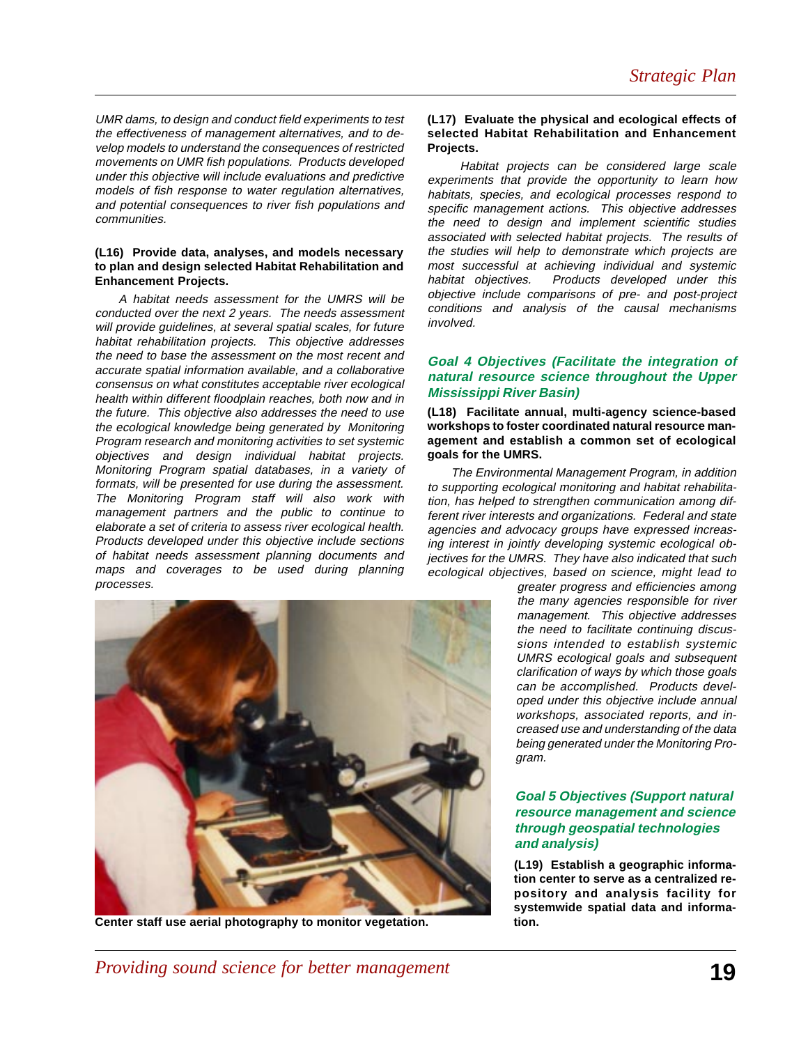*UMR dams, to design and conduct field experiments to test the effectiveness of management alternatives, and to develop models to understand the consequences of restricted movements on UMR fish populations. Products developed under this objective will include evaluations and predictive models of fish response to water regulation alternatives, and potential consequences to river fish populations and communities.*

**(L16) Provide data, analyses, and models necessary to plan and design selected Habitat Rehabilitation and Enhancement Projects.**

*A habitat needs assessment for the UMRS will be conducted over the next 2 years. The needs assessment will provide guidelines, at several spatial scales, for future habitat rehabilitation projects. This objective addresses the need to base the assessment on the most recent and accurate spatial information available, and a collaborative consensus on what constitutes acceptable river ecological health within different floodplain reaches, both now and in the future. This objective also addresses the need to use the ecological knowledge being generated by Monitoring Program research and monitoring activities to set systemic objectives and design individual habitat projects. Monitoring Program spatial databases, in a variety of formats, will be presented for use during the assessment. The Monitoring Program staff will also work with management partners and the public to continue to elaborate a set of criteria to assess river ecological health. Products developed under this objective include sections of habitat needs assessment planning documents and maps and coverages to be used during planning processes.*

**(L17) Evaluate the physical and ecological effects of selected Habitat Rehabilitation and Enhancement Projects.**

*Habitat projects can be considered large scale experiments that provide the opportunity to learn how habitats, species, and ecological processes respond to specific management actions. This objective addresses the need to design and implement scientific studies associated with selected habitat projects. The results of the studies will help to demonstrate which projects are most successful at achieving individual and systemic habitat objectives. Products developed under this objective include comparisons of pre- and post-project conditions and analysis of the causal mechanisms involved.*

### *Goal 4 Objectives (Facilitate the integration of natural resource science throughout the Upper Mississippi River Basin)*

**(L18) Facilitate annual, multi-agency science-based workshops to foster coordinated natural resource management and establish a common set of ecological goals for the UMRS.**

*The Environmental Management Program, in addition to supporting ecological monitoring and habitat rehabilitation, has helped to strengthen communication among different river interests and organizations. Federal and state agencies and advocacy groups have expressed increasing interest in jointly developing systemic ecological objectives for the UMRS. They have also indicated that such ecological objectives, based on science, might lead to greater progress and efficiencies among the many agencies responsible for river management. This objective addresses the need to facilitate continuing discussions intended to establish systemic UMRS ecological goals and subsequent clarification of ways by which those goals can be accomplished. Products developed under this objective include annual workshops, associated reports, and increased use and understanding of the data being generated under the Monitoring Program.*

**Center staff use aerial photography to monitor vegetation.**

### *Goal 5 Objectives (Support natural resource management and science through geospatial technologies and analysis)*

**(L19) Establish a geographic information center to serve as a centralized repository and analysis facility for systemwide spatial data and information.**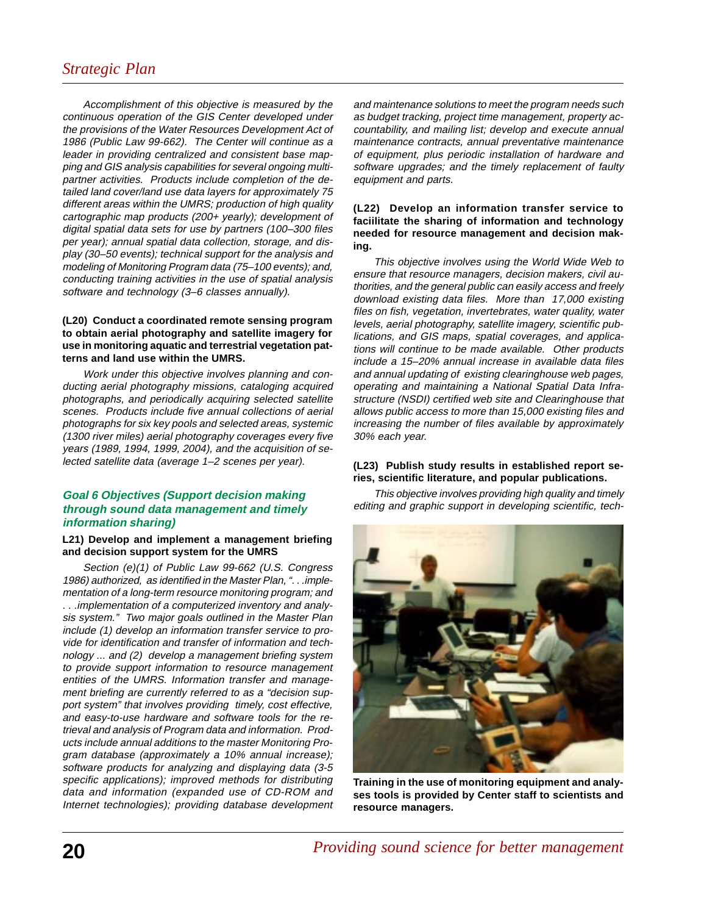*Accomplishment of this objective is measured by the continuous operation of the GIS Center developed under the provisions of the Water Resources Development Act of 1986 (Public Law 99-662). The Center will continue as a leader in providing centralized and consistent base mapping and GIS analysis capabilities for several ongoing multi-partner activities. Products include completion of the detailed land cover/land use data layers for approximately 75 different areas within the UMRS; production of high quality cartographic map products (200+ yearly); development of digital spatial data sets for use by partners (100–300 files per year); annual spatial data collection, storage, and display (30–50 events); technical support for the analysis and modeling of Monitoring Program data (75–100 events); and, conducting training activities in the use of spatial analysis software and technology (3–6 classes annually).*

**(L20) Conduct a coordinated remote sensing program to obtain aerial photography and satellite imagery for use in monitoring aquatic and terrestrial vegetation patterns and land use within the UMRS.**

*Work under this objective involves planning and conducting aerial photography missions, cataloging acquired photographs, and periodically acquiring selected satellite scenes. Products include five annual collections of aerial photographs for six key pools and selected areas, systemic (1300 river miles) aerial photography coverages every five years (1989, 1994, 1999, 2004), and the acquisition of selected satellite data (average 1–2 scenes per year).*

### *Goal 6 Objectives (Support decision making through sound data management and timely information sharing)*

**L21) Develop and implement a management briefing and decision support system for the UMRS**

*Section (e)(1) of Public Law 99-662 (U.S. Congress 1986) authorized, as identified in the Master Plan, ". . .implementation of a long-term resource monitoring program; and . . .implementation of a computerized inventory and analysis system." Two major goals outlined in the Master Plan include (1) develop an information transfer service to provide for identification and transfer of information and technology ... and (2) develop a management briefing system to provide support information to resource management entities of the UMRS. Information transfer and management briefing are currently referred to as a "decision support system" that involves providing timely, cost effective, and easy-to-use hardware and software tools for the retrieval and analysis of Program data and information. Products include annual additions to the master Monitoring Program database (approximately a 10% annual increase); software products for analyzing and displaying data (3-5 specific applications); improved methods for distributing data and information (expanded use of CD-ROM and Internet technologies); providing database development and maintenance solutions to meet the program needs such as budget tracking, project time management, property accountability, and mailing list; develop and execute annual maintenance contracts, annual preventative maintenance of equipment, plus periodic installation of hardware and software upgrades; and the timely replacement of faulty equipment and parts.*

**(L22) Develop an information transfer service to faciilitate the sharing of information and technology needed for resource management and decision making.**

*This objective involves using the World Wide Web to ensure that resource managers, decision makers, civil authorities, and the general public can easily access and freely download existing data files. More than 17,000 existing files on fish, vegetation, invertebrates, water quality, water levels, aerial photography, satellite imagery, scientific publications, and GIS maps, spatial coverages, and applications will continue to be made available. Other products include a 15–20% annual increase in available data files and annual updating of existing clearinghouse web pages, operating and maintaining a National Spatial Data Infrastructure (NSDI) certified web site and Clearinghouse that allows public access to more than 15,000 existing files and increasing the number of files available by approximately 30% each year.*

**(L23) Publish study results in established report series, scientific literature, and popular publications.**

*This objective involves providing high quality and timely editing and graphic support in developing scientific, tech-*

**Training in the use of monitoring equipment and analyses tools is provided by Center staff to scientists and resource managers.**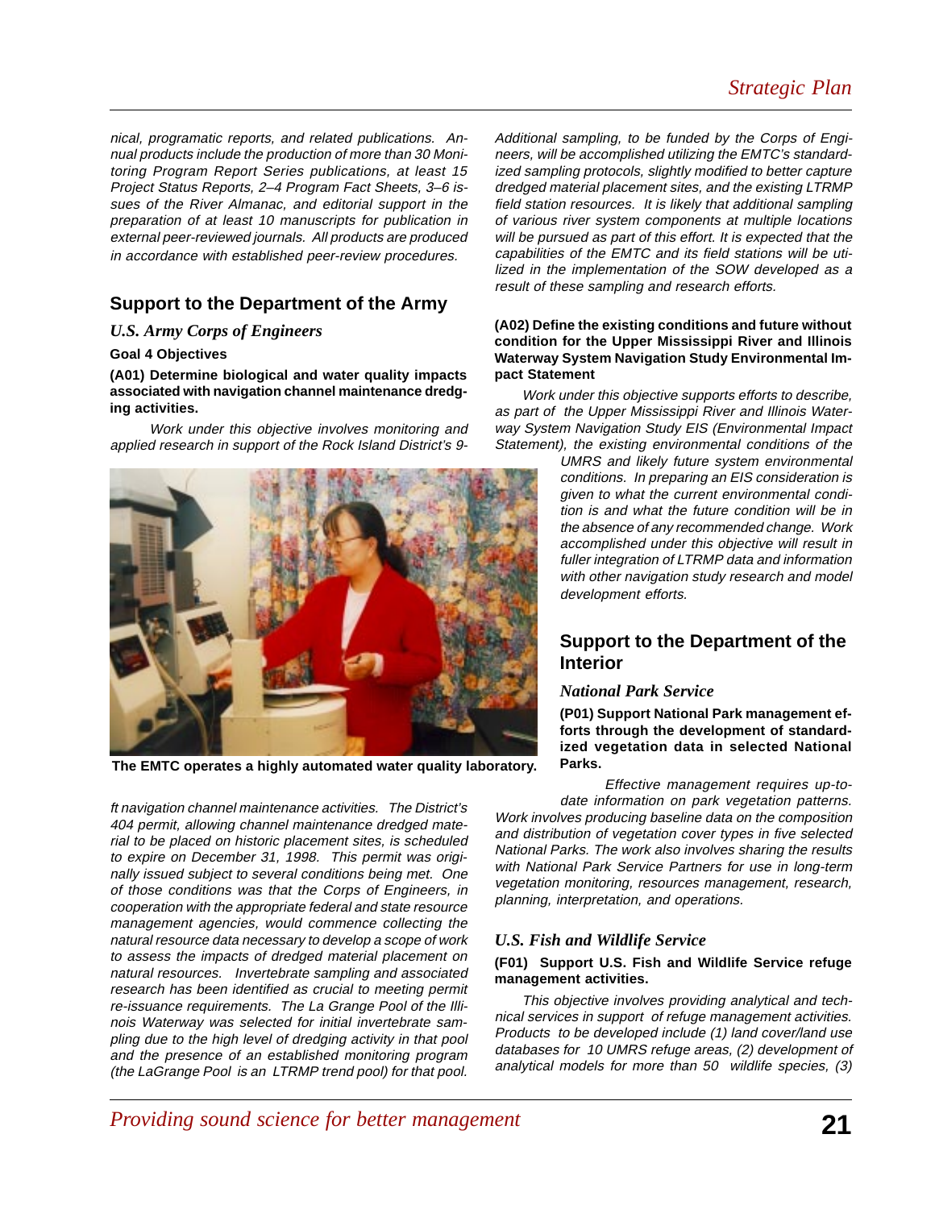nical, programatic reports, and related publications. Annual products include the production of more than 30 Monitoring Program Report Series publications, at least 15 Project Status Reports, 2–4 Program Fact Sheets, 3–6 issues of the River Almanac, and editorial support in the preparation of at least 10 manuscripts for publication in external peer-reviewed journals. All products are produced in accordance with established peer-review procedures.

## Support to the Department of the Army

### *U.S. Army Corps of Engineers*

**Goal 4 Objectives**

**(A01) Determine biological and water quality impacts associated with navigation channel maintenance dredging activities.**

Work under this objective involves monitoring and applied research in support of the Rock Island District's 9-ft navigation channel maintenance activities. The District's 404 permit, allowing channel maintenance dredged material to be placed on historic placement sites, is scheduled to expire on December 31, 1998. This permit was originally issued subject to several conditions being met. One of those conditions was that the Corps of Engineers, in cooperation with the appropriate federal and state resource management agencies, would commence collecting the natural resource data necessary to develop a scope of work to assess the impacts of dredged material placement on natural resources. Invertebrate sampling and associated research has been identified as crucial to meeting permit re-issuance requirements. The La Grange Pool of the Illinois Waterway was selected for initial invertebrate sampling due to the high level of dredging activity in that pool and the presence of an established monitoring program (the LaGrange Pool is an LTRMP trend pool) for that pool. Additional sampling, to be funded by the Corps of Engineers, will be accomplished utilizing the EMTC's standardized sampling protocols, slightly modified to better capture dredged material placement sites, and the existing LTRMP field station resources. It is likely that additional sampling of various river system components at multiple locations will be pursued as part of this effort. It is expected that the capabilities of the EMTC and its field stations will be utilized in the implementation of the SOW developed as a result of these sampling and research efforts.

**The EMTC operates a highly automated water quality laboratory.**

**(A02) Define the existing conditions and future without condition for the Upper Mississippi River and Illinois Waterway System Navigation Study Environmental Impact Statement**

Work under this objective supports efforts to describe, as part of the Upper Mississippi River and Illinois Waterway System Navigation Study EIS (Environmental Impact Statement), the existing environmental conditions of the UMRS and likely future system environmental conditions. In preparing an EIS consideration is given to what the current environmental condition is and what the future condition will be in the absence of any recommended change. Work accomplished under this objective will result in fuller integration of LTRMP data and information with other navigation study research and model development efforts.

## Support to the Department of the Interior

### *National Park Service*

**(P01) Support National Park management efforts through the development of standardized vegetation data in selected National Parks.**

Effective management requires up-to-date information on park vegetation patterns. Work involves producing baseline data on the composition and distribution of vegetation cover types in five selected National Parks. The work also involves sharing the results with National Park Service Partners for use in long-term vegetation monitoring, resources management, research, planning, interpretation, and operations.

### *U.S. Fish and Wildlife Service*

**(F01) Support U.S. Fish and Wildlife Service refuge management activities.**

This objective involves providing analytical and technical services in support of refuge management activities. Products to be developed include (1) land cover/land use databases for 10 UMRS refuge areas, (2) development of analytical models for more than 50 wildlife species, (3)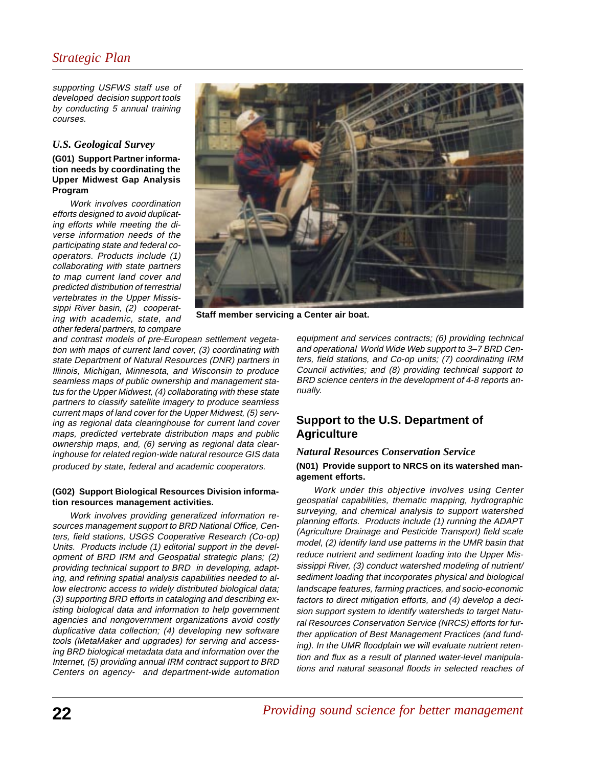supporting USFWS staff use of developed decision support tools by conducting 5 annual training courses.

### *U.S. Geological Survey*

**(G01) Support Partner information needs by coordinating the Upper Midwest Gap Analysis Program**

*Work involves coordination efforts designed to avoid duplicating efforts while meeting the diverse information needs of the participating state and federal cooperators. Products include (1) collaborating with state partners to map current land cover and predicted distribution of terrestrial vertebrates in the Upper Mississippi River basin, (2) cooperating with academic, state, and other federal partners, to compare and contrast models of pre-European settlement vegetation with maps of current land cover, (3) coordinating with state Department of Natural Resources (DNR) partners in Illinois, Michigan, Minnesota, and Wisconsin to produce seamless maps of public ownership and management status for the Upper Midwest, (4) collaborating with these state partners to classify satellite imagery to produce seamless current maps of land cover for the Upper Midwest, (5) serving as regional data clearinghouse for current land cover maps, predicted vertebrate distribution maps and public ownership maps, and, (6) serving as regional data clearinghouse for related region-wide natural resource GIS data produced by state, federal and academic cooperators.*

**Staff member servicing a Center air boat.**

**(G02) Support Biological Resources Division information resources management activities.**

*Work involves providing generalized information resources management support to BRD National Office, Centers, field stations, USGS Cooperative Research (Co-op) Units. Products include (1) editorial support in the development of BRD IRM and Geospatial strategic plans; (2) providing technical support to BRD in developing, adapting, and refining spatial analysis capabilities needed to allow electronic access to widely distributed biological data; (3) supporting BRD efforts in cataloging and describing existing biological data and information to help government agencies and nongovernment organizations avoid costly duplicative data collection; (4) developing new software tools (MetaMaker and upgrades) for serving and accessing BRD biological metadata data and information over the Internet, (5) providing annual IRM contract support to BRD Centers on agency- and department-wide automation equipment and services contracts; (6) providing technical and operational World Wide Web support to 3–7 BRD Centers, field stations, and Co-op units; (7) coordinating IRM Council activities; and (8) providing technical support to BRD science centers in the development of 4-8 reports annually.*

## Support to the U.S. Department of Agriculture

### *Natural Resources Conservation Service*

**(N01) Provide support to NRCS on its watershed management efforts.**

*Work under this objective involves using Center geospatial capabilities, thematic mapping, hydrographic surveying, and chemical analysis to support watershed planning efforts. Products include (1) running the ADAPT (Agriculture Drainage and Pesticide Transport) field scale model, (2) identify land use patterns in the UMR basin that reduce nutrient and sediment loading into the Upper Mississippi River, (3) conduct watershed modeling of nutrient/sediment loading that incorporates physical and biological landscape features, farming practices, and socio-economic factors to direct mitigation efforts, and (4) develop a decision support system to identify watersheds to target Natural Resources Conservation Service (NRCS) efforts for further application of Best Management Practices (and funding). In the UMR floodplain we will evaluate nutrient retention and flux as a result of planned water-level manipulations and natural seasonal floods in selected reaches of*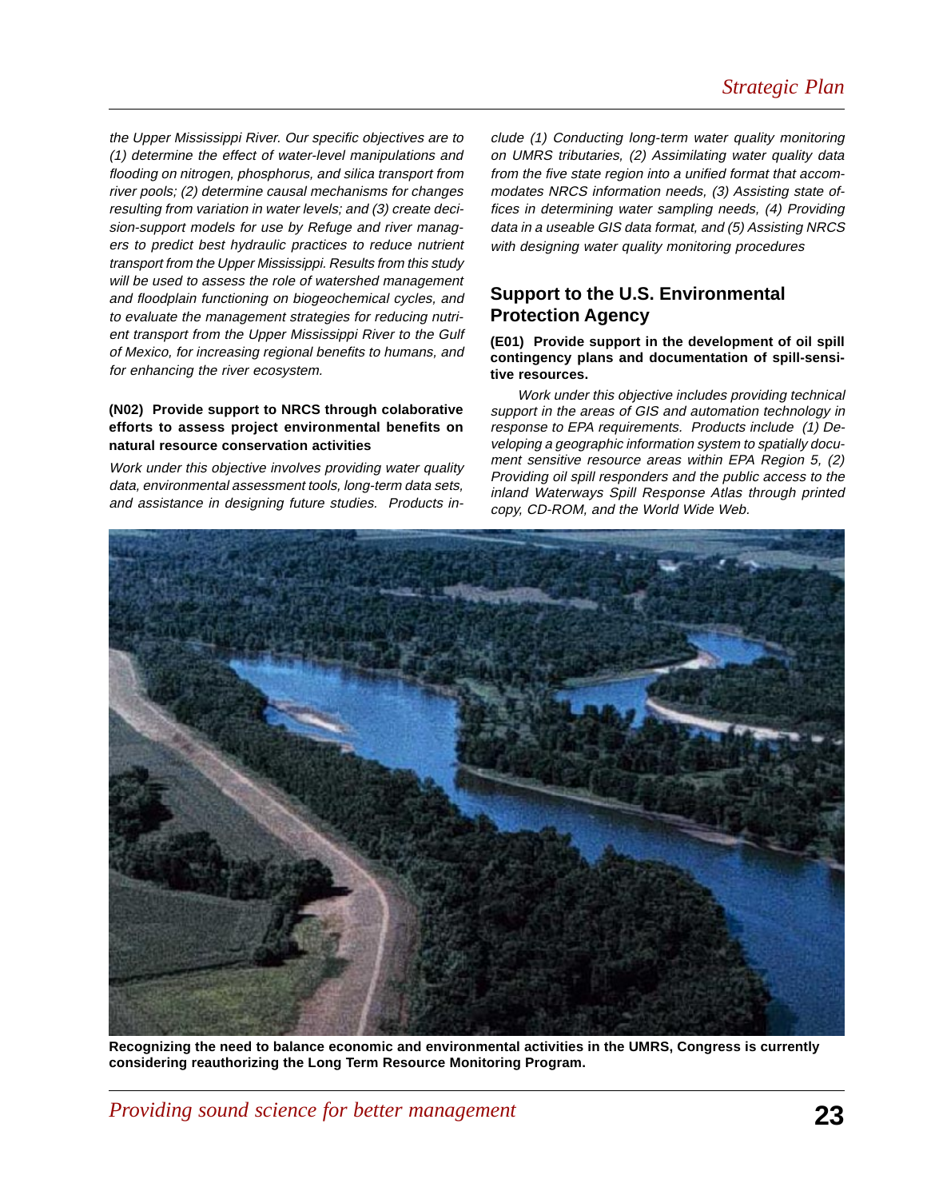*the Upper Mississippi River. Our specific objectives are to (1) determine the effect of water-level manipulations and flooding on nitrogen, phosphorus, and silica transport from river pools; (2) determine causal mechanisms for changes resulting from variation in water levels; and (3) create decision-support models for use by Refuge and river managers to predict best hydraulic practices to reduce nutrient transport from the Upper Mississippi. Results from this study will be used to assess the role of watershed management and floodplain functioning on biogeochemical cycles, and to evaluate the management strategies for reducing nutrient transport from the Upper Mississippi River to the Gulf of Mexico, for increasing regional benefits to humans, and for enhancing the river ecosystem.*

**(N02) Provide support to NRCS through colaborative efforts to assess project environmental benefits on natural resource conservation activities**

*Work under this objective involves providing water quality data, environmental assessment tools, long-term data sets, and assistance in designing future studies. Products include (1) Conducting long-term water quality monitoring on UMRS tributaries, (2) Assimilating water quality data from the five state region into a unified format that accommodates NRCS information needs, (3) Assisting state offices in determining water sampling needs, (4) Providing data in a useable GIS data format, and (5) Assisting NRCS with designing water quality monitoring procedures*

## Support to the U.S. Environmental Protection Agency

**(E01) Provide support in the development of oil spill contingency plans and documentation of spill-sensitive resources.**

*Work under this objective includes providing technical support in the areas of GIS and automation technology in response to EPA requirements. Products include (1) Developing a geographic information system to spatially document sensitive resource areas within EPA Region 5, (2) Providing oil spill responders and the public access to the inland Waterways Spill Response Atlas through printed copy, CD-ROM, and the World Wide Web.*

**Recognizing the need to balance economic and environmental activities in the UMRS, Congress is currently considering reauthorizing the Long Term Resource Monitoring Program.**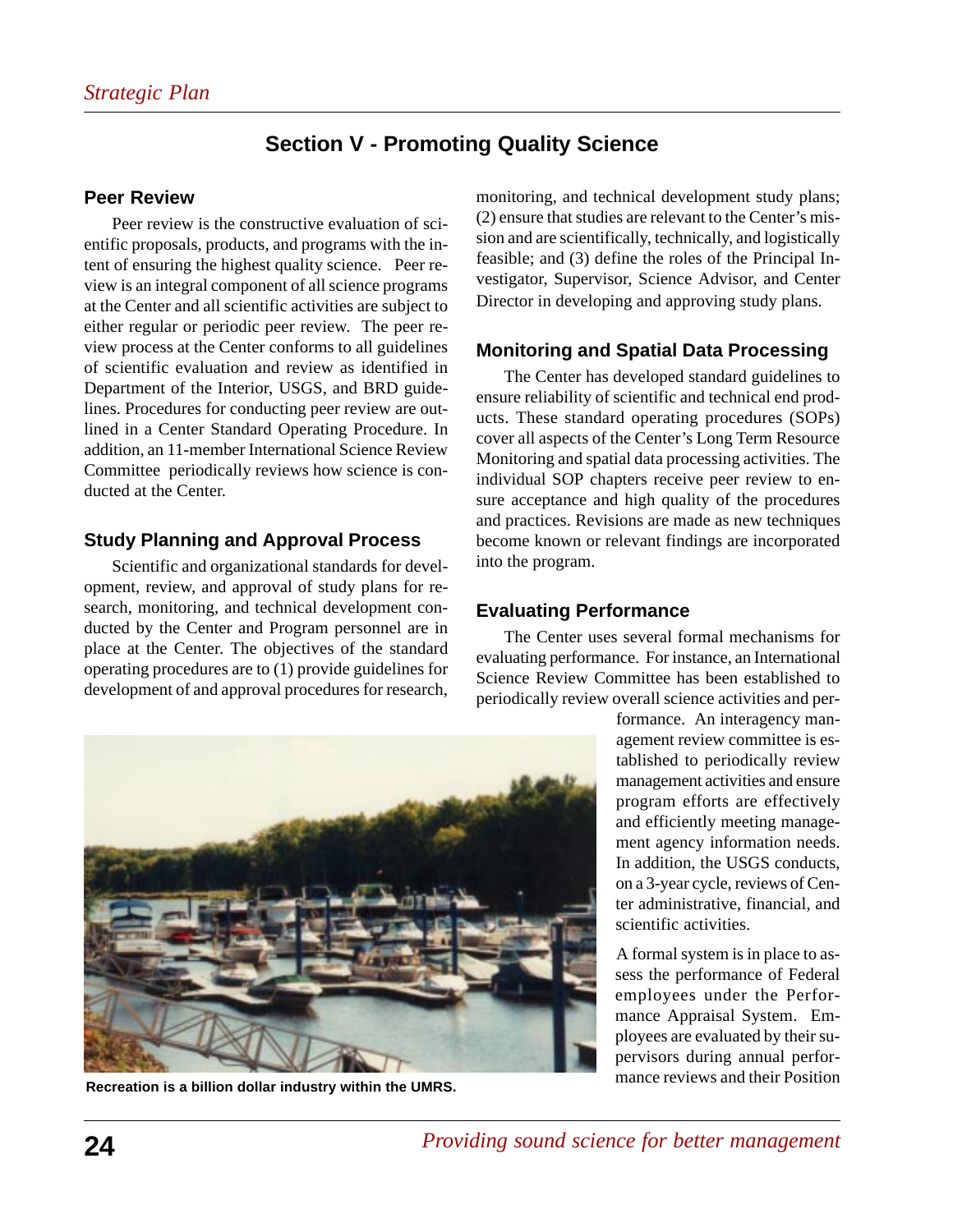## Section V - Promoting Quality Science

### Peer Review

Peer review is the constructive evaluation of scientific proposals, products, and programs with the intent of ensuring the highest quality science. Peer review is an integral component of all science programs at the Center and all scientific activities are subject to either regular or periodic peer review. The peer review process at the Center conforms to all guidelines of scientific evaluation and review as identified in Department of the Interior, USGS, and BRD guidelines. Procedures for conducting peer review are outlined in a Center Standard Operating Procedure. In addition, an 11-member International Science Review Committee periodically reviews how science is conducted at the Center.

### Study Planning and Approval Process

Scientific and organizational standards for development, review, and approval of study plans for research, monitoring, and technical development conducted by the Center and Program personnel are in place at the Center. The objectives of the standard operating procedures are to (1) provide guidelines for development of and approval procedures for research, monitoring, and technical development study plans; (2) ensure that studies are relevant to the Center's mission and are scientifically, technically, and logistically feasible; and (3) define the roles of the Principal Investigator, Supervisor, Science Advisor, and Center Director in developing and approving study plans.

### Monitoring and Spatial Data Processing

The Center has developed standard guidelines to ensure reliability of scientific and technical end products. These standard operating procedures (SOPs) cover all aspects of the Center's Long Term Resource Monitoring and spatial data processing activities. The individual SOP chapters receive peer review to ensure acceptance and high quality of the procedures and practices. Revisions are made as new techniques become known or relevant findings are incorporated into the program.

### Evaluating Performance

The Center uses several formal mechanisms for evaluating performance. For instance, an International Science Review Committee has been established to periodically review overall science activities and performance. An interagency management review committee is established to periodically review management activities and ensure program efforts are effectively and efficiently meeting management agency information needs. In addition, the USGS conducts, on a 3-year cycle, reviews of Center administrative, financial, and scientific activities.

A formal system is in place to assess the performance of Federal employees under the Performance Appraisal System. Employees are evaluated by their supervisors during annual performance reviews and their Position

**Recreation is a billion dollar industry within the UMRS.**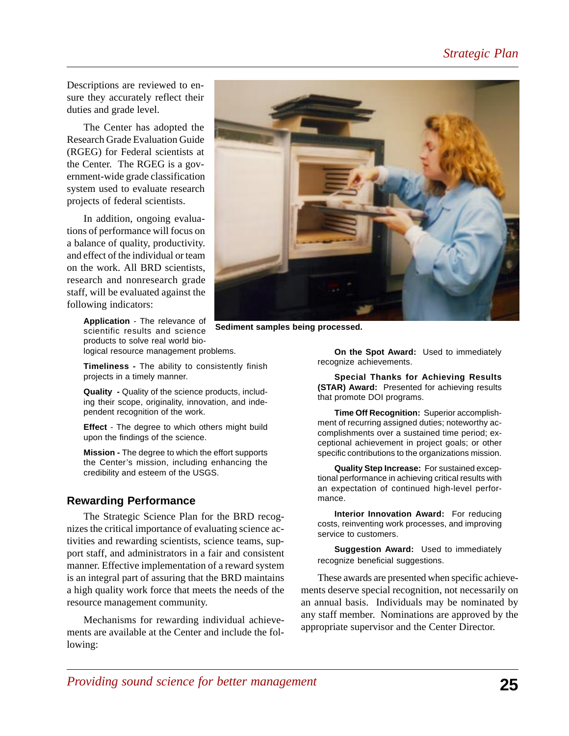Descriptions are reviewed to ensure they accurately reflect their duties and grade level.

The Center has adopted the Research Grade Evaluation Guide (RGEG) for Federal scientists at the Center. The RGEG is a government-wide grade classification system used to evaluate research projects of federal scientists.

In addition, ongoing evaluations of performance will focus on a balance of quality, productivity. and effect of the individual or team on the work. All BRD scientists, research and nonresearch grade staff, will be evaluated against the following indicators:

Sediment samples being processed.

**Application** - The relevance of scientific results and science products to solve real world biological resource management problems.

**Timeliness -** The ability to consistently finish projects in a timely manner.

**Quality -** Quality of the science products, including their scope, originality, innovation, and independent recognition of the work.

**Effect** - The degree to which others might build upon the findings of the science.

**Mission -** The degree to which the effort supports the Center's mission, including enhancing the credibility and esteem of the USGS.

## Rewarding Performance

The Strategic Science Plan for the BRD recognizes the critical importance of evaluating science activities and rewarding scientists, science teams, support staff, and administrators in a fair and consistent manner. Effective implementation of a reward system is an integral part of assuring that the BRD maintains a high quality work force that meets the needs of the resource management community.

Mechanisms for rewarding individual achievements are available at the Center and include the following:

**On the Spot Award:** Used to immediately recognize achievements.

**Special Thanks for Achieving Results (STAR) Award:** Presented for achieving results that promote DOI programs.

**Time Off Recognition:** Superior accomplishment of recurring assigned duties; noteworthy accomplishments over a sustained time period; exceptional achievement in project goals; or other specific contributions to the organizations mission.

**Quality Step Increase:** For sustained exceptional performance in achieving critical results with an expectation of continued high-level performance.

**Interior Innovation Award:** For reducing costs, reinventing work processes, and improving service to customers.

**Suggestion Award:** Used to immediately recognize beneficial suggestions.

These awards are presented when specific achievements deserve special recognition, not necessarily on an annual basis. Individuals may be nominated by any staff member. Nominations are approved by the appropriate supervisor and the Center Director.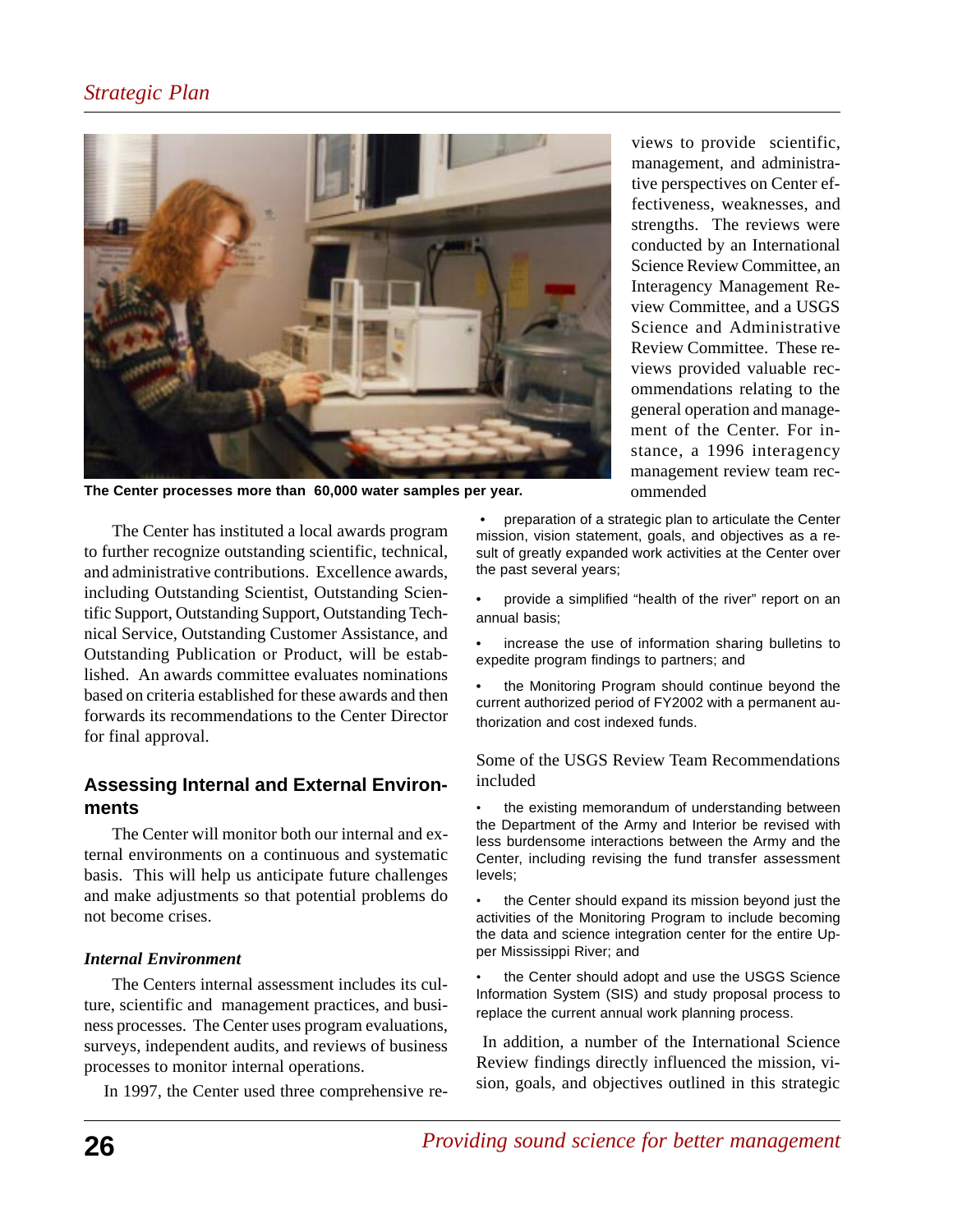The Center processes more than 60,000 water samples per year.

The Center has instituted a local awards program to further recognize outstanding scientific, technical, and administrative contributions. Excellence awards, including Outstanding Scientist, Outstanding Scientific Support, Outstanding Support, Outstanding Technical Service, Outstanding Customer Assistance, and Outstanding Publication or Product, will be established. An awards committee evaluates nominations based on criteria established for these awards and then forwards its recommendations to the Center Director for final approval.

## Assessing Internal and External Environments

The Center will monitor both our internal and external environments on a continuous and systematic basis. This will help us anticipate future challenges and make adjustments so that potential problems do not become crises.

### *Internal Environment*

The Centers internal assessment includes its culture, scientific and management practices, and business processes. The Center uses program evaluations, surveys, independent audits, and reviews of business processes to monitor internal operations.

In 1997, the Center used three comprehensive reviews to provide scientific, management, and administrative perspectives on Center effectiveness, weaknesses, and strengths. The reviews were conducted by an International Science Review Committee, an Interagency Management Review Committee, and a USGS Science and Administrative Review Committee. These reviews provided valuable recommendations relating to the general operation and management of the Center. For instance, a 1996 interagency management review team recommended

- preparation of a strategic plan to articulate the Center mission, vision statement, goals, and objectives as a result of greatly expanded work activities at the Center over the past several years;
- provide a simplified "health of the river" report on an annual basis;
- increase the use of information sharing bulletins to expedite program findings to partners; and
- the Monitoring Program should continue beyond the current authorized period of FY2002 with a permanent authorization and cost indexed funds.

Some of the USGS Review Team Recommendations included

- the existing memorandum of understanding between the Department of the Army and Interior be revised with less burdensome interactions between the Army and the Center, including revising the fund transfer assessment levels;
- the Center should expand its mission beyond just the activities of the Monitoring Program to include becoming the data and science integration center for the entire Upper Mississippi River; and
- the Center should adopt and use the USGS Science Information System (SIS) and study proposal process to replace the current annual work planning process.

In addition, a number of the International Science Review findings directly influenced the mission, vision, goals, and objectives outlined in this strategic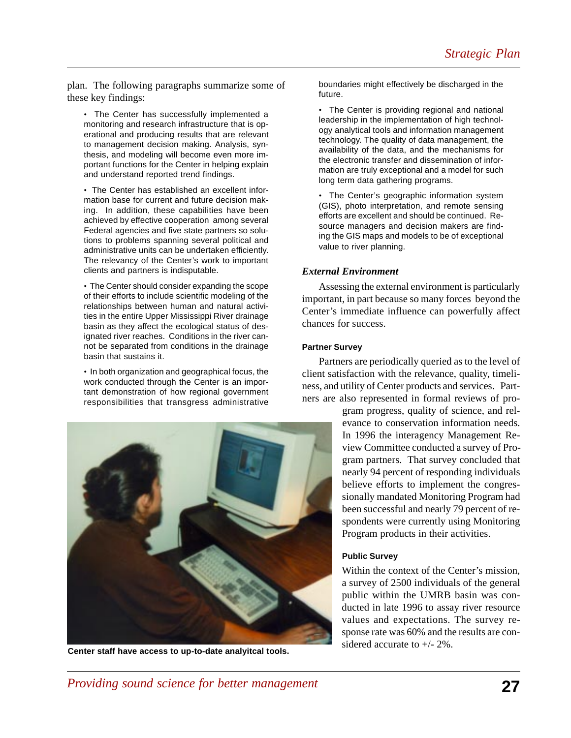plan. The following paragraphs summarize some of these key findings:

- The Center has successfully implemented a monitoring and research infrastructure that is operational and producing results that are relevant to management decision making. Analysis, synthesis, and modeling will become even more important functions for the Center in helping explain and understand reported trend findings.

- The Center has established an excellent information base for current and future decision making. In addition, these capabilities have been achieved by effective cooperation among several Federal agencies and five state partners so solutions to problems spanning several political and administrative units can be undertaken efficiently. The relevancy of the Center's work to important clients and partners is indisputable.

- The Center should consider expanding the scope of their efforts to include scientific modeling of the relationships between human and natural activities in the entire Upper Mississippi River drainage basin as they affect the ecological status of designated river reaches. Conditions in the river cannot be separated from conditions in the drainage basin that sustains it.

- In both organization and geographical focus, the work conducted through the Center is an important demonstration of how regional government responsibilities that transgress administrative boundaries might effectively be discharged in the future.

- The Center is providing regional and national leadership in the implementation of high technology analytical tools and information management technology. The quality of data management, the availability of the data, and the mechanisms for the electronic transfer and dissemination of information are truly exceptional and a model for such long term data gathering programs.

- The Center's geographic information system (GIS), photo interpretation, and remote sensing efforts are excellent and should be continued. Resource managers and decision makers are finding the GIS maps and models to be of exceptional value to river planning.

Center staff have access to up-to-date analyitcal tools.

### *External Environment*

Assessing the external environment is particularly important, in part because so many forces beyond the Center's immediate influence can powerfully affect chances for success.

#### Partner Survey

Partners are periodically queried as to the level of client satisfaction with the relevance, quality, timeliness, and utility of Center products and services. Partners are also represented in formal reviews of program progress, quality of science, and relevance to conservation information needs. In 1996 the interagency Management Review Committee conducted a survey of Program partners. That survey concluded that nearly 94 percent of responding individuals believe efforts to implement the congressionally mandated Monitoring Program had been successful and nearly 79 percent of respondents were currently using Monitoring Program products in their activities.

#### Public Survey

Within the context of the Center's mission, a survey of 2500 individuals of the general public within the UMRB basin was conducted in late 1996 to assay river resource values and expectations. The survey response rate was 60% and the results are considered accurate to +/- 2%.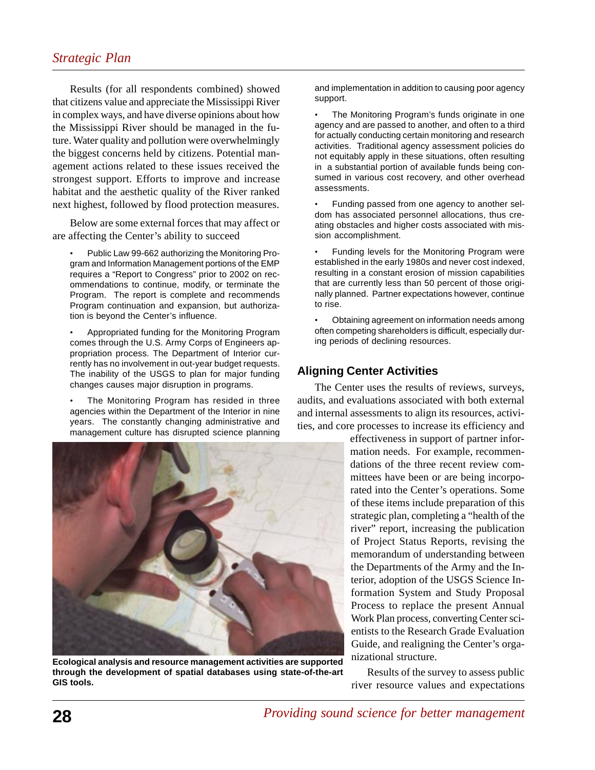Results (for all respondents combined) showed that citizens value and appreciate the Mississippi River in complex ways, and have diverse opinions about how the Mississippi River should be managed in the future. Water quality and pollution were overwhelmingly the biggest concerns held by citizens. Potential management actions related to these issues received the strongest support. Efforts to improve and increase habitat and the aesthetic quality of the River ranked next highest, followed by flood protection measures.

Below are some external forces that may affect or are affecting the Center's ability to succeed

- Public Law 99-662 authorizing the Monitoring Program and Information Management portions of the EMP requires a "Report to Congress" prior to 2002 on recommendations to continue, modify, or terminate the Program. The report is complete and recommends Program continuation and expansion, but authorization is beyond the Center's influence.
- Appropriated funding for the Monitoring Program comes through the U.S. Army Corps of Engineers appropriation process. The Department of Interior currently has no involvement in out-year budget requests. The inability of the USGS to plan for major funding changes causes major disruption in programs.
- The Monitoring Program has resided in three agencies within the Department of the Interior in nine years. The constantly changing administrative and management culture has disrupted science planning and implementation in addition to causing poor agency support.
- The Monitoring Program's funds originate in one agency and are passed to another, and often to a third for actually conducting certain monitoring and research activities. Traditional agency assessment policies do not equitably apply in these situations, often resulting in a substantial portion of available funds being consumed in various cost recovery, and other overhead assessments.
- Funding passed from one agency to another seldom has associated personnel allocations, thus creating obstacles and higher costs associated with mission accomplishment.
- Funding levels for the Monitoring Program were established in the early 1980s and never cost indexed, resulting in a constant erosion of mission capabilities that are currently less than 50 percent of those originally planned. Partner expectations however, continue to rise.
- Obtaining agreement on information needs among often competing shareholders is difficult, especially during periods of declining resources.

Ecological analysis and resource management activities are supported through the development of spatial databases using state-of-the-art GIS tools.

## Aligning Center Activities

The Center uses the results of reviews, surveys, audits, and evaluations associated with both external and internal assessments to align its resources, activities, and core processes to increase its efficiency and effectiveness in support of partner information needs. For example, recommendations of the three recent review committees have been or are being incorporated into the Center's operations. Some of these items include preparation of this strategic plan, completing a "health of the river" report, increasing the publication of Project Status Reports, revising the memorandum of understanding between the Departments of the Army and the Interior, adoption of the USGS Science Information System and Study Proposal Process to replace the present Annual Work Plan process, converting Center scientists to the Research Grade Evaluation Guide, and realigning the Center's organizational structure.

Results of the survey to assess public river resource values and expectations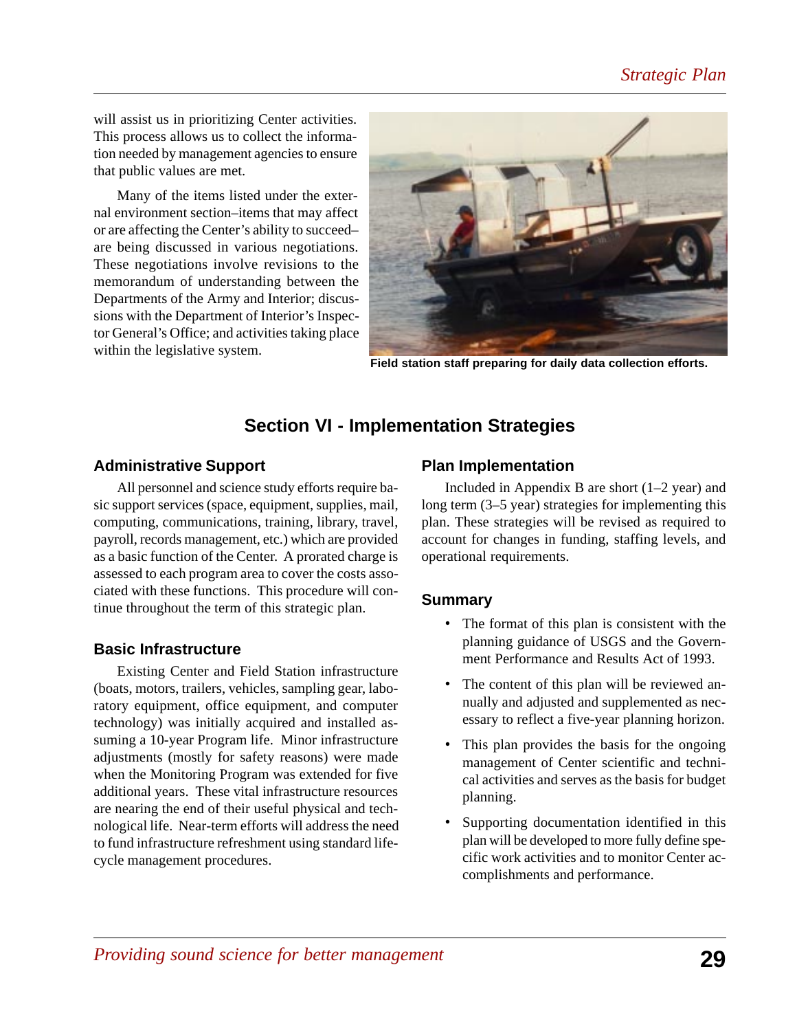will assist us in prioritizing Center activities. This process allows us to collect the information needed by management agencies to ensure that public values are met.

Many of the items listed under the external environment section–items that may affect or are affecting the Center's ability to succeed–are being discussed in various negotiations. These negotiations involve revisions to the memorandum of understanding between the Departments of the Army and Interior; discussions with the Department of Interior's Inspector General's Office; and activities taking place within the legislative system.

**Field station staff preparing for daily data collection efforts.**

## Section VI - Implementation Strategies

### Administrative Support

All personnel and science study efforts require basic support services (space, equipment, supplies, mail, computing, communications, training, library, travel, payroll, records management, etc.) which are provided as a basic function of the Center. A prorated charge is assessed to each program area to cover the costs associated with these functions. This procedure will continue throughout the term of this strategic plan.

### Basic Infrastructure

Existing Center and Field Station infrastructure (boats, motors, trailers, vehicles, sampling gear, laboratory equipment, office equipment, and computer technology) was initially acquired and installed assuming a 10-year Program life. Minor infrastructure adjustments (mostly for safety reasons) were made when the Monitoring Program was extended for five additional years. These vital infrastructure resources are nearing the end of their useful physical and technological life. Near-term efforts will address the need to fund infrastructure refreshment using standard life-cycle management procedures.

### Plan Implementation

Included in Appendix B are short (1–2 year) and long term (3–5 year) strategies for implementing this plan. These strategies will be revised as required to account for changes in funding, staffing levels, and operational requirements.

### Summary

- The format of this plan is consistent with the planning guidance of USGS and the Government Performance and Results Act of 1993.
- The content of this plan will be reviewed annually and adjusted and supplemented as necessary to reflect a five-year planning horizon.
- This plan provides the basis for the ongoing management of Center scientific and technical activities and serves as the basis for budget planning.
- Supporting documentation identified in this plan will be developed to more fully define specific work activities and to monitor Center accomplishments and performance.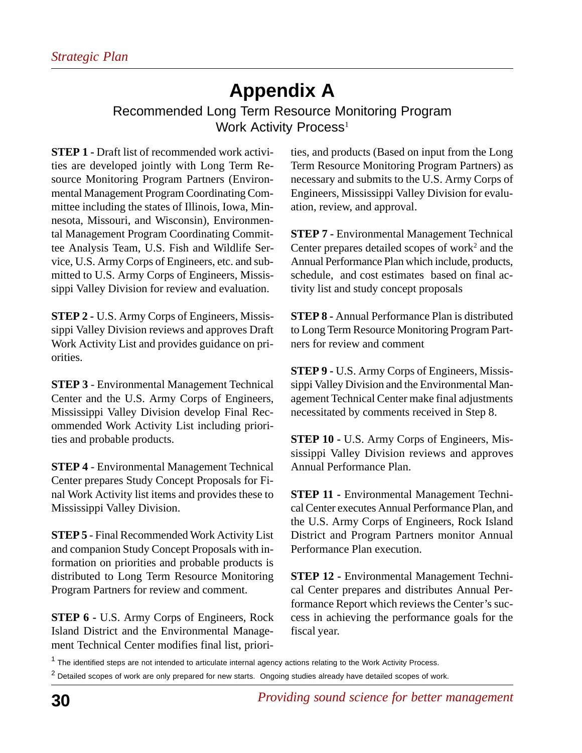# Appendix A

## Recommended Long Term Resource Monitoring Program Work Activity Process[1]

**STEP 1 -** Draft list of recommended work activities are developed jointly with Long Term Resource Monitoring Program Partners (Environmental Management Program Coordinating Committee including the states of Illinois, Iowa, Minnesota, Missouri, and Wisconsin), Environmental Management Program Coordinating Committee Analysis Team, U.S. Fish and Wildlife Service, U.S. Army Corps of Engineers, etc. and submitted to U.S. Army Corps of Engineers, Mississippi Valley Division for review and evaluation.

**STEP 2 -** U.S. Army Corps of Engineers, Mississippi Valley Division reviews and approves Draft Work Activity List and provides guidance on priorities.

**STEP 3** - Environmental Management Technical Center and the U.S. Army Corps of Engineers, Mississippi Valley Division develop Final Recommended Work Activity List including priorities and probable products.

**STEP 4** - Environmental Management Technical Center prepares Study Concept Proposals for Final Work Activity list items and provides these to Mississippi Valley Division.

**STEP 5** - Final Recommended Work Activity List and companion Study Concept Proposals with information on priorities and probable products is distributed to Long Term Resource Monitoring Program Partners for review and comment.

**STEP 6 -** U.S. Army Corps of Engineers, Rock Island District and the Environmental Management Technical Center modifies final list, priorities, and products (Based on input from the Long Term Resource Monitoring Program Partners) as necessary and submits to the U.S. Army Corps of Engineers, Mississippi Valley Division for evaluation, review, and approval.

**STEP 7 -** Environmental Management Technical Center prepares detailed scopes of work[2] and the Annual Performance Plan which include, products, schedule, and cost estimates based on final activity list and study concept proposals

**STEP 8 -** Annual Performance Plan is distributed to Long Term Resource Monitoring Program Partners for review and comment

**STEP 9 -** U.S. Army Corps of Engineers, Mississippi Valley Division and the Environmental Management Technical Center make final adjustments necessitated by comments received in Step 8.

**STEP 10 -** U.S. Army Corps of Engineers, Mississippi Valley Division reviews and approves Annual Performance Plan.

**STEP 11 -** Environmental Management Technical Center executes Annual Performance Plan, and the U.S. Army Corps of Engineers, Rock Island District and Program Partners monitor Annual Performance Plan execution.

**STEP 12 -** Environmental Management Technical Center prepares and distributes Annual Performance Report which reviews the Center's success in achieving the performance goals for the fiscal year.

[1] The identified steps are not intended to articulate internal agency actions relating to the Work Activity Process.

[2] Detailed scopes of work are only prepared for new starts. Ongoing studies already have detailed scopes of work.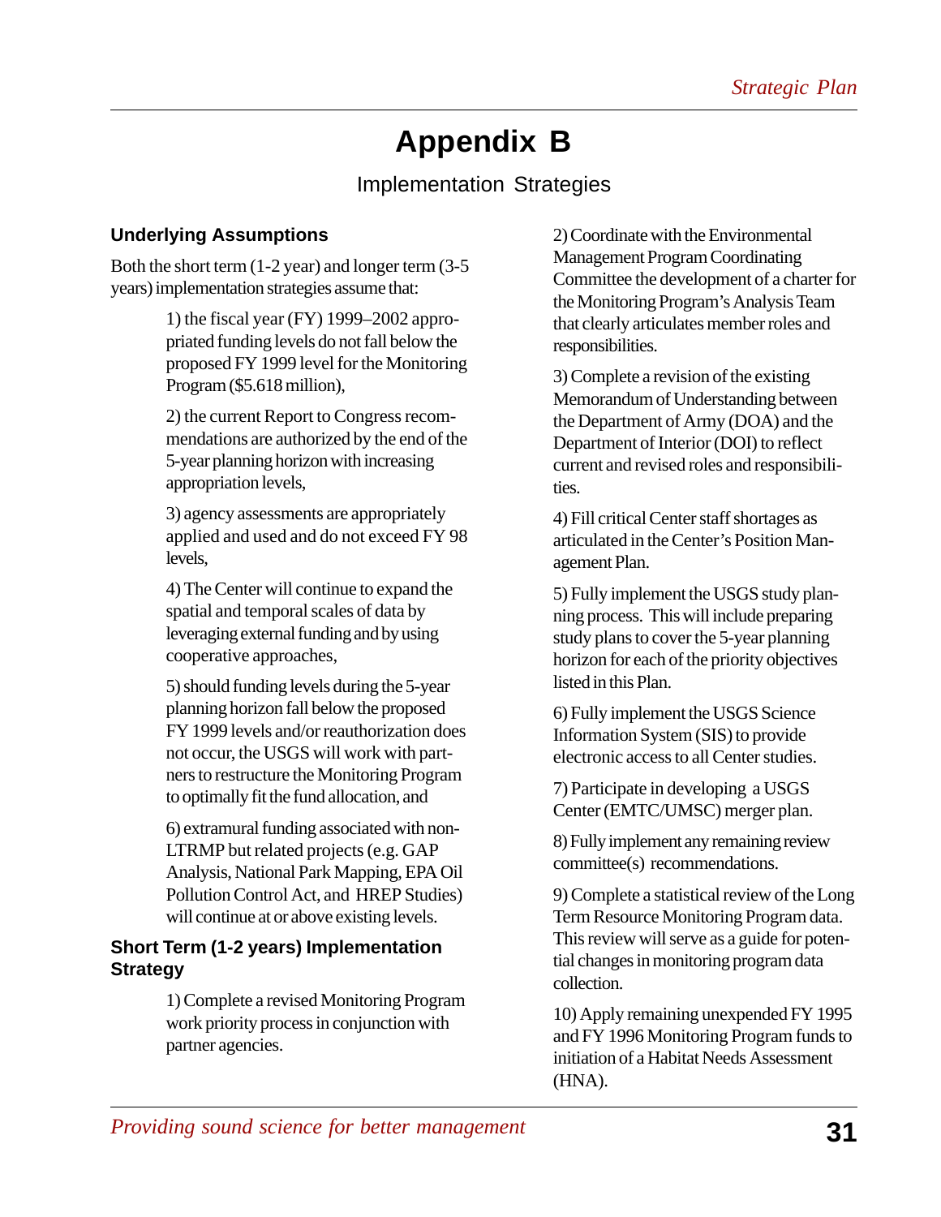# Appendix B

Implementation Strategies

## Underlying Assumptions

Both the short term (1-2 year) and longer term (3-5 years) implementation strategies assume that:

1) the fiscal year (FY) 1999–2002 appropriated funding levels do not fall below the proposed FY 1999 level for the Monitoring Program ($5.618 million),

2) the current Report to Congress recommendations are authorized by the end of the 5-year planning horizon with increasing appropriation levels,

3) agency assessments are appropriately applied and used and do not exceed FY 98 levels,

4) The Center will continue to expand the spatial and temporal scales of data by leveraging external funding and by using cooperative approaches,

5) should funding levels during the 5-year planning horizon fall below the proposed FY 1999 levels and/or reauthorization does not occur, the USGS will work with partners to restructure the Monitoring Program to optimally fit the fund allocation, and

6) extramural funding associated with non-LTRMP but related projects (e.g. GAP Analysis, National Park Mapping, EPA Oil Pollution Control Act, and HREP Studies) will continue at or above existing levels.

## Short Term (1-2 years) Implementation Strategy

1) Complete a revised Monitoring Program work priority process in conjunction with partner agencies.

2) Coordinate with the Environmental Management Program Coordinating Committee the development of a charter for the Monitoring Program's Analysis Team that clearly articulates member roles and responsibilities.

3) Complete a revision of the existing Memorandum of Understanding between the Department of Army (DOA) and the Department of Interior (DOI) to reflect current and revised roles and responsibilities.

4) Fill critical Center staff shortages as articulated in the Center's Position Management Plan.

5) Fully implement the USGS study planning process. This will include preparing study plans to cover the 5-year planning horizon for each of the priority objectives listed in this Plan.

6) Fully implement the USGS Science Information System (SIS) to provide electronic access to all Center studies.

7) Participate in developing a USGS Center (EMTC/UMSC) merger plan.

8) Fully implement any remaining review committee(s) recommendations.

9) Complete a statistical review of the Long Term Resource Monitoring Program data. This review will serve as a guide for potential changes in monitoring program data collection.

10) Apply remaining unexpended FY 1995 and FY 1996 Monitoring Program funds to initiation of a Habitat Needs Assessment (HNA).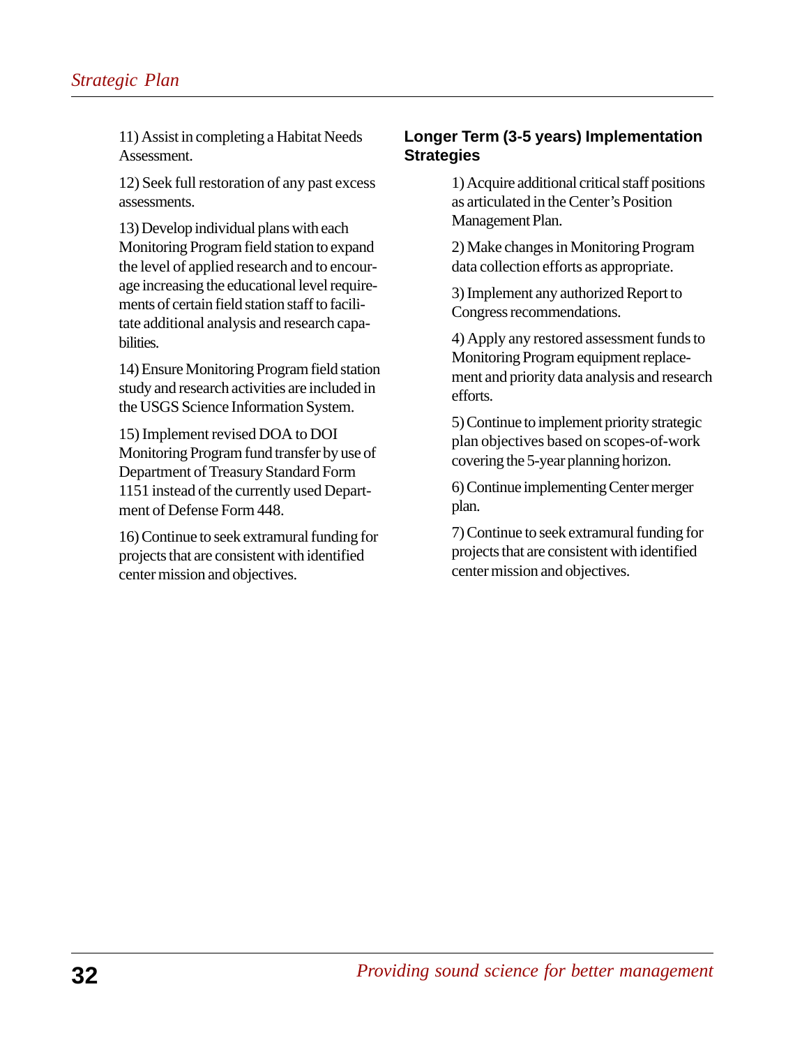11) Assist in completing a Habitat Needs Assessment.

12) Seek full restoration of any past excess assessments.

13) Develop individual plans with each Monitoring Program field station to expand the level of applied research and to encourage increasing the educational level requirements of certain field station staff to facilitate additional analysis and research capabilities.

14) Ensure Monitoring Program field station study and research activities are included in the USGS Science Information System.

15) Implement revised DOA to DOI Monitoring Program fund transfer by use of Department of Treasury Standard Form 1151 instead of the currently used Department of Defense Form 448.

16) Continue to seek extramural funding for projects that are consistent with identified center mission and objectives.

### Longer Term (3-5 years) Implementation Strategies

1) Acquire additional critical staff positions as articulated in the Center's Position Management Plan.

2) Make changes in Monitoring Program data collection efforts as appropriate.

3) Implement any authorized Report to Congress recommendations.

4) Apply any restored assessment funds to Monitoring Program equipment replacement and priority data analysis and research efforts.

5) Continue to implement priority strategic plan objectives based on scopes-of-work covering the 5-year planning horizon.

6) Continue implementing Center merger plan.

7) Continue to seek extramural funding for projects that are consistent with identified center mission and objectives.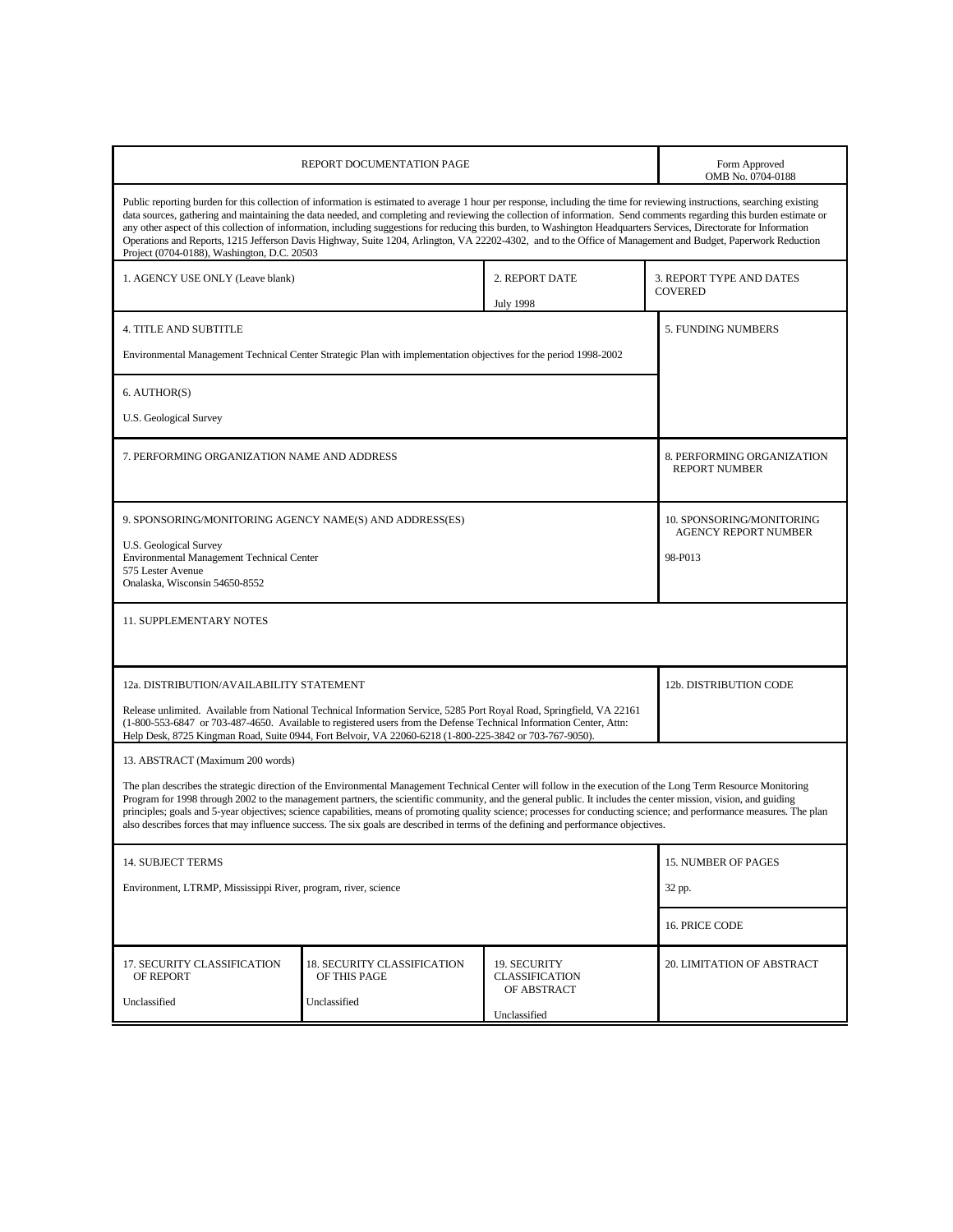| REPORT DOCUMENTATION PAGE | | | Form Approved OMB No. 0704-0188 |
|---|---|---|---|
| Public reporting burden for this collection of information is estimated to average 1 hour per response, including the time for reviewing instructions, searching existing data sources, gathering and maintaining the data needed, and completing and reviewing the collection of information. Send comments regarding this burden estimate or any other aspect of this collection of information, including suggestions for reducing this burden, to Washington Headquarters Services, Directorate for Information Operations and Reports, 1215 Jefferson Davis Highway, Suite 1204, Arlington, VA 22202-4302, and to the Office of Management and Budget, Paperwork Reduction Project (0704-0188), Washington, D.C. 20503 | | | |
| 1. AGENCY USE ONLY (Leave blank) | | 2. REPORT DATE<br>July 1998 | 3. REPORT TYPE AND DATES COVERED |
| 4. TITLE AND SUBTITLE<br>Environmental Management Technical Center Strategic Plan with implementation objectives for the period 1998-2002 | | | 5. FUNDING NUMBERS |
| 6. AUTHOR(S)<br>U.S. Geological Survey | | | |
| 7. PERFORMING ORGANIZATION NAME AND ADDRESS | | | 8. PERFORMING ORGANIZATION REPORT NUMBER |
| 9. SPONSORING/MONITORING AGENCY NAME(S) AND ADDRESS(ES)<br>U.S. Geological Survey<br>Environmental Management Technical Center<br>575 Lester Avenue<br>Onalaska, Wisconsin 54650-8552 | | | 10. SPONSORING/MONITORING AGENCY REPORT NUMBER<br>98-P013 |
| 11. SUPPLEMENTARY NOTES | | | |
| 12a. DISTRIBUTION/AVAILABILITY STATEMENT<br>Release unlimited. Available from National Technical Information Service, 5285 Port Royal Road, Springfield, VA 22161 (1-800-553-6847 or 703-487-4650. Available to registered users from the Defense Technical Information Center, Attn: Help Desk, 8725 Kingman Road, Suite 0944, Fort Belvoir, VA 22060-6218 (1-800-225-3842 or 703-767-9050). | | | 12b. DISTRIBUTION CODE |
| 13. ABSTRACT (Maximum 200 words)<br>The plan describes the strategic direction of the Environmental Management Technical Center will follow in the execution of the Long Term Resource Monitoring Program for 1998 through 2002 to the management partners, the scientific community, and the general public. It includes the center mission, vision, and guiding principles; goals and 5-year objectives; science capabilities, means of promoting quality science; processes for conducting science; and performance measures. The plan also describes forces that may influence success. The six goals are described in terms of the defining and performance objectives. | | | |
| 14. SUBJECT TERMS<br>Environment, LTRMP, Mississippi River, program, river, science | | | 15. NUMBER OF PAGES<br>32 pp. |
| | | | 16. PRICE CODE |
| 17. SECURITY CLASSIFICATION OF REPORT<br>Unclassified | 18. SECURITY CLASSIFICATION OF THIS PAGE<br>Unclassified | 19. SECURITY CLASSIFICATION OF ABSTRACT<br>Unclassified | 20. LIMITATION OF ABSTRACT |